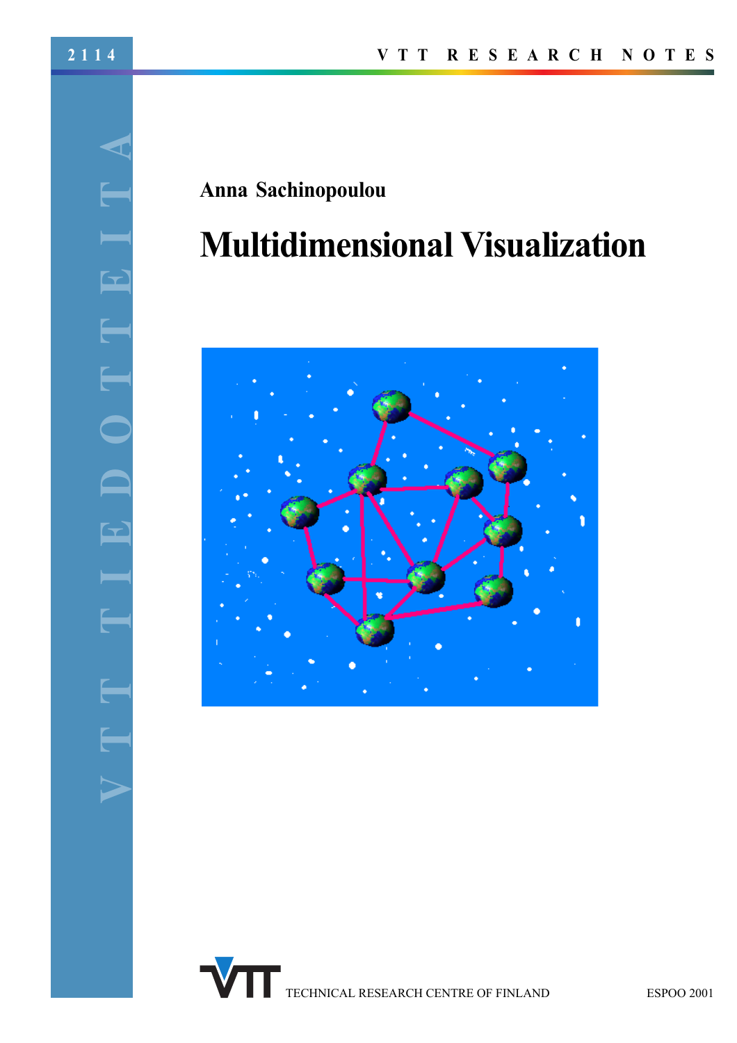2114

VTT RESEARCH NOTES

VTT TIEDOTTEITA

Anna Sachinopoulou

# Multidimensional Visualization

TECHNICAL RESEARCH CENTRE OF FINLAND

ESPOO 2001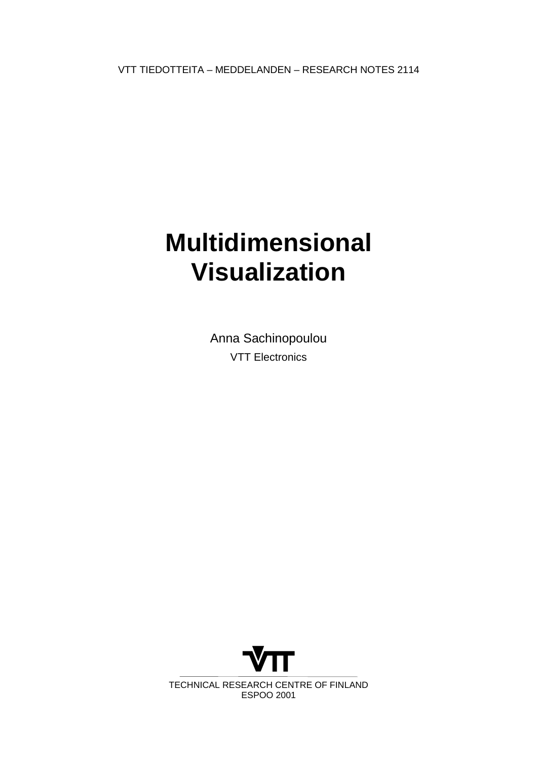VTT TIEDOTTEITA – MEDDELANDEN – RESEARCH NOTES 2114

# Multidimensional Visualization

Anna Sachinopoulou

VTT Electronics

TECHNICAL RESEARCH CENTRE OF FINLAND

ESPOO 2001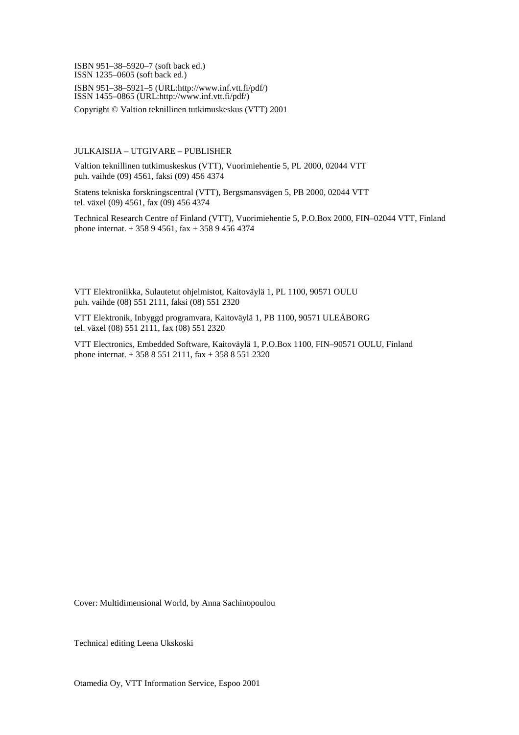ISBN 951–38–5920–7 (soft back ed.)
ISSN 1235–0605 (soft back ed.)

ISBN 951–38–5921–5 (URL:http://www.inf.vtt.fi/pdf/)
ISSN 1455–0865 (URL:http://www.inf.vtt.fi/pdf/)

Copyright © Valtion teknillinen tutkimuskeskus (VTT) 2001

JULKAISIJA – UTGIVARE – PUBLISHER

Valtion teknillinen tutkimuskeskus (VTT), Vuorimiehentie 5, PL 2000, 02044 VTT
puh. vaihde (09) 4561, faksi (09) 456 4374

Statens tekniska forskningscentral (VTT), Bergsmansvägen 5, PB 2000, 02044 VTT
tel. växel (09) 4561, fax (09) 456 4374

Technical Research Centre of Finland (VTT), Vuorimiehentie 5, P.O.Box 2000, FIN–02044 VTT, Finland
phone internat. + 358 9 4561, fax + 358 9 456 4374

VTT Elektroniikka, Sulautetut ohjelmistot, Kaitoväylä 1, PL 1100, 90571 OULU
puh. vaihde (08) 551 2111, faksi (08) 551 2320

VTT Elektronik, Inbyggd programvara, Kaitoväylä 1, PB 1100, 90571 ULEÅBORG
tel. växel (08) 551 2111, fax (08) 551 2320

VTT Electronics, Embedded Software, Kaitoväylä 1, P.O.Box 1100, FIN–90571 OULU, Finland
phone internat. + 358 8 551 2111, fax + 358 8 551 2320

Cover: Multidimensional World, by Anna Sachinopoulou

Technical editing Leena Ukskoski

Otamedia Oy, VTT Information Service, Espoo 2001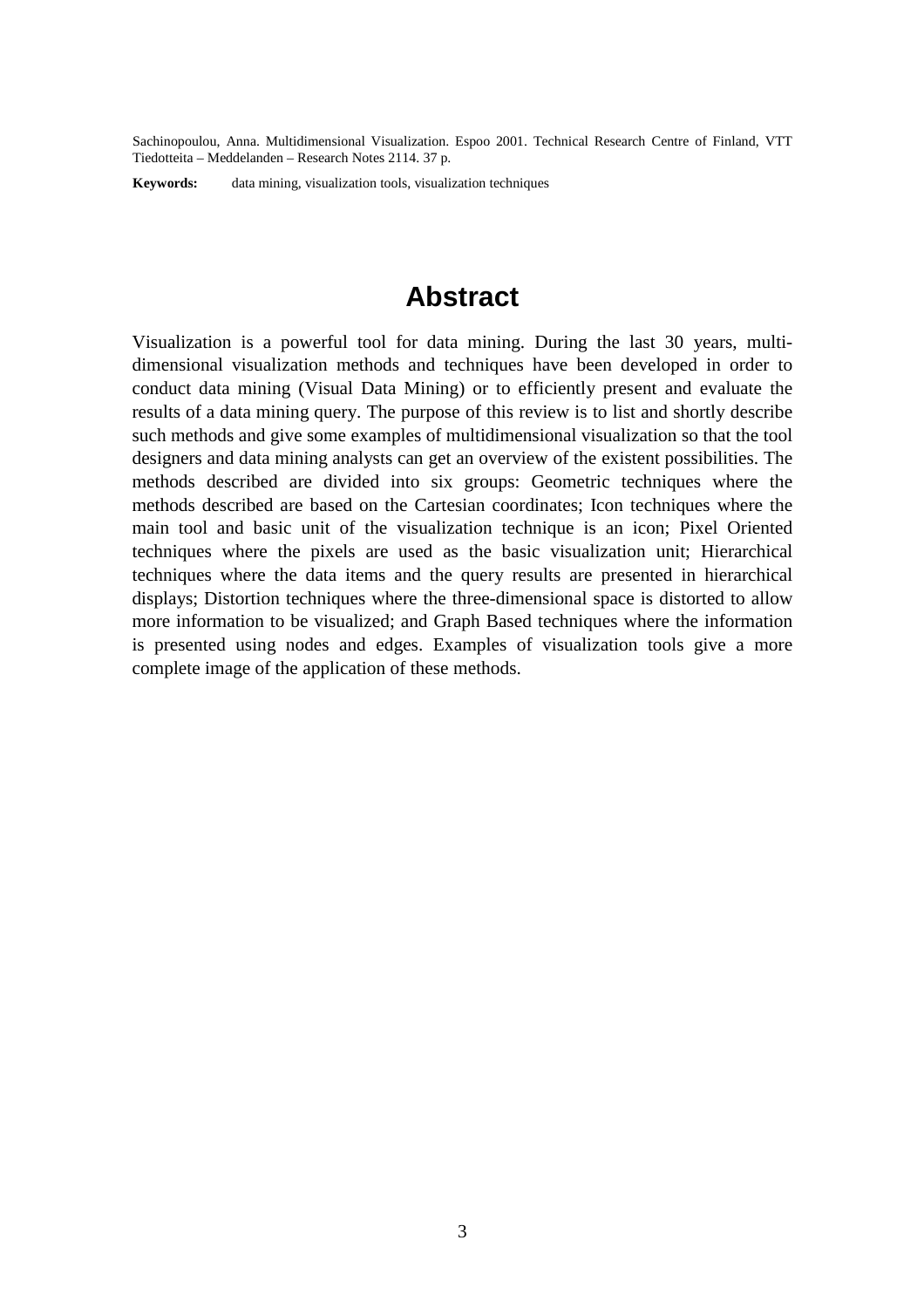Sachinopoulou, Anna. Multidimensional Visualization. Espoo 2001. Technical Research Centre of Finland, VTT Tiedotteita – Meddelanden – Research Notes 2114. 37 p.

**Keywords:** data mining, visualization tools, visualization techniques

# Abstract

Visualization is a powerful tool for data mining. During the last 30 years, multi-dimensional visualization methods and techniques have been developed in order to conduct data mining (Visual Data Mining) or to efficiently present and evaluate the results of a data mining query. The purpose of this review is to list and shortly describe such methods and give some examples of multidimensional visualization so that the tool designers and data mining analysts can get an overview of the existent possibilities. The methods described are divided into six groups: Geometric techniques where the methods described are based on the Cartesian coordinates; Icon techniques where the main tool and basic unit of the visualization technique is an icon; Pixel Oriented techniques where the pixels are used as the basic visualization unit; Hierarchical techniques where the data items and the query results are presented in hierarchical displays; Distortion techniques where the three-dimensional space is distorted to allow more information to be visualized; and Graph Based techniques where the information is presented using nodes and edges. Examples of visualization tools give a more complete image of the application of these methods.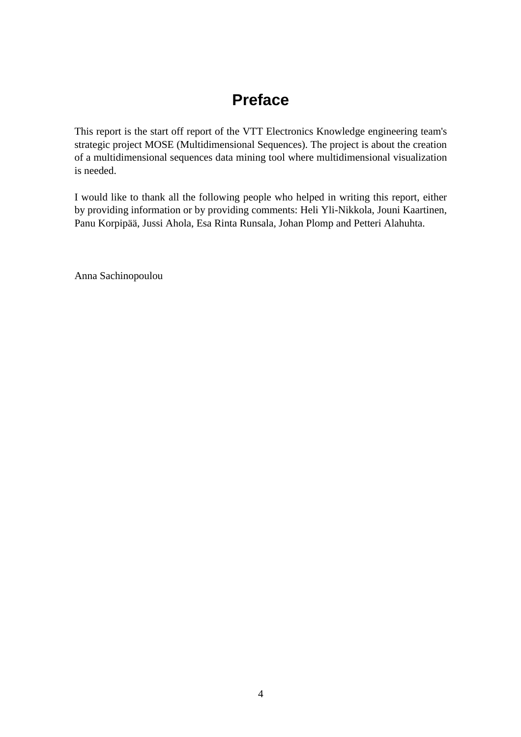# Preface

This report is the start off report of the VTT Electronics Knowledge engineering team's strategic project MOSE (Multidimensional Sequences). The project is about the creation of a multidimensional sequences data mining tool where multidimensional visualization is needed.

I would like to thank all the following people who helped in writing this report, either by providing information or by providing comments: Heli Yli-Nikkola, Jouni Kaartinen, Panu Korpipää, Jussi Ahola, Esa Rinta Runsala, Johan Plomp and Petteri Alahuhta.

Anna Sachinopoulou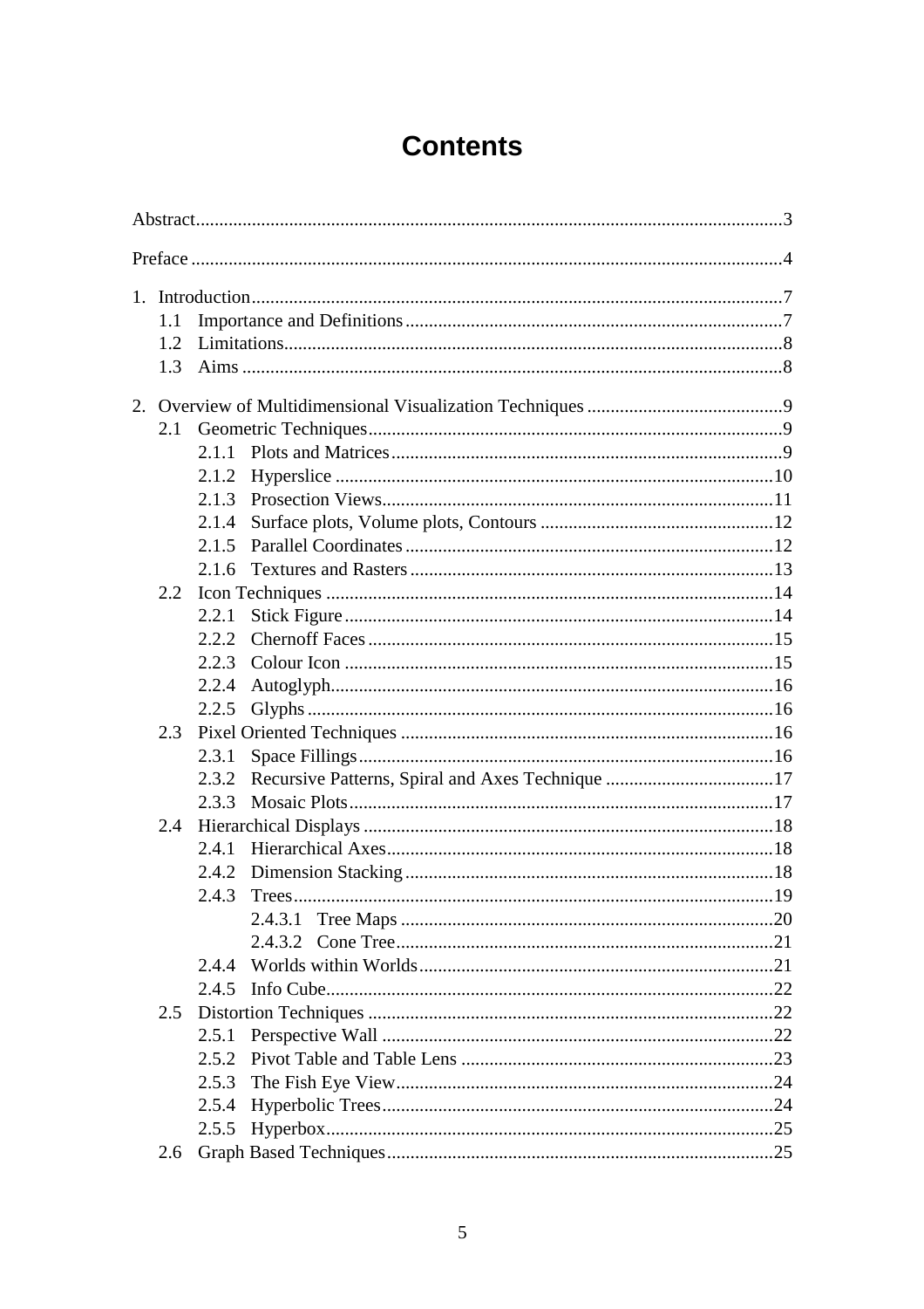# Contents

Abstract....................................................................................................................3

Preface ......................................................................................................................4

1. Introduction........................................................................................................7
   - 1.1 Importance and Definitions.........................................................................7
   - 1.2 Limitations..................................................................................................8
   - 1.3 Aims ...........................................................................................................8

2. Overview of Multidimensional Visualization Techniques ..................................9
   - 2.1 Geometric Techniques.................................................................................9
     - 2.1.1 Plots and Matrices.................................................................................9
     - 2.1.2 Hyperslice ............................................................................................10
     - 2.1.3 Prosection Views..................................................................................11
     - 2.1.4 Surface plots, Volume plots, Contours .................................................12
     - 2.1.5 Parallel Coordinates .............................................................................12
     - 2.1.6 Textures and Rasters ............................................................................13
   - 2.2 Icon Techniques .........................................................................................14
     - 2.2.1 Stick Figure..........................................................................................14
     - 2.2.2 Chernoff Faces .....................................................................................15
     - 2.2.3 Colour Icon ..........................................................................................15
     - 2.2.4 Autoglyph.............................................................................................16
     - 2.2.5 Glyphs ..................................................................................................16
   - 2.3 Pixel Oriented Techniques .........................................................................16
     - 2.3.1 Space Fillings.......................................................................................16
     - 2.3.2 Recursive Patterns, Spiral and Axes Technique ...................................17
     - 2.3.3 Mosaic Plots.........................................................................................17
   - 2.4 Hierarchical Displays .................................................................................18
     - 2.4.1 Hierarchical Axes.................................................................................18
     - 2.4.2 Dimension Stacking .............................................................................18
     - 2.4.3 Trees.....................................................................................................19
       - 2.4.3.1 Tree Maps ......................................................................................20
       - 2.4.3.2 Cone Tree.......................................................................................21
     - 2.4.4 Worlds within Worlds..........................................................................21
     - 2.4.5 Info Cube..............................................................................................22
   - 2.5 Distortion Techniques ................................................................................22
     - 2.5.1 Perspective Wall ..................................................................................22
     - 2.5.2 Pivot Table and Table Lens ..................................................................23
     - 2.5.3 The Fish Eye View...............................................................................24
     - 2.5.4 Hyperbolic Trees..................................................................................24
     - 2.5.5 Hyperbox..............................................................................................25
   - 2.6 Graph Based Techniques.............................................................................25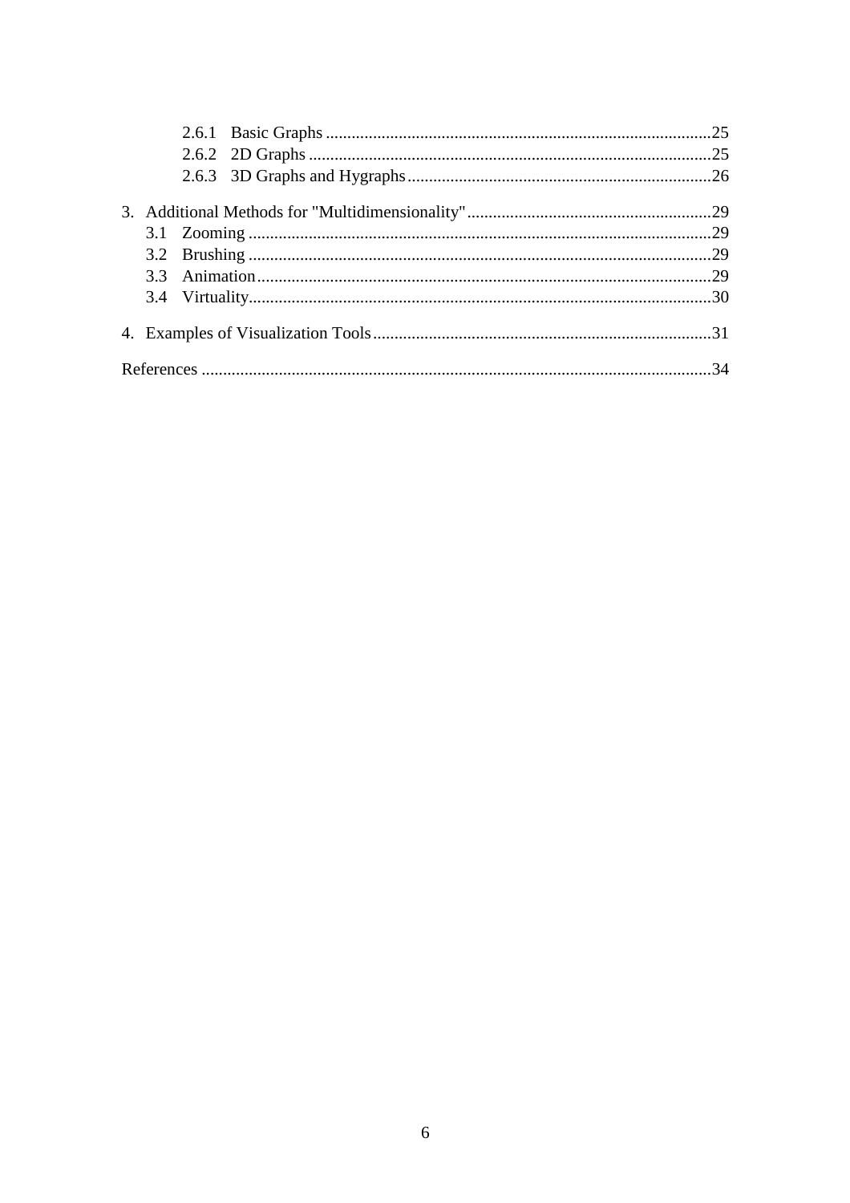- 2.6.1 Basic Graphs .......... 25
- 2.6.2 2D Graphs .......... 25
- 2.6.3 3D Graphs and Hygraphs .......... 26

3. Additional Methods for "Multidimensionality" .......... 29
   - 3.1 Zooming .......... 29
   - 3.2 Brushing .......... 29
   - 3.3 Animation .......... 29
   - 3.4 Virtuality .......... 30

4. Examples of Visualization Tools .......... 31

References .......... 34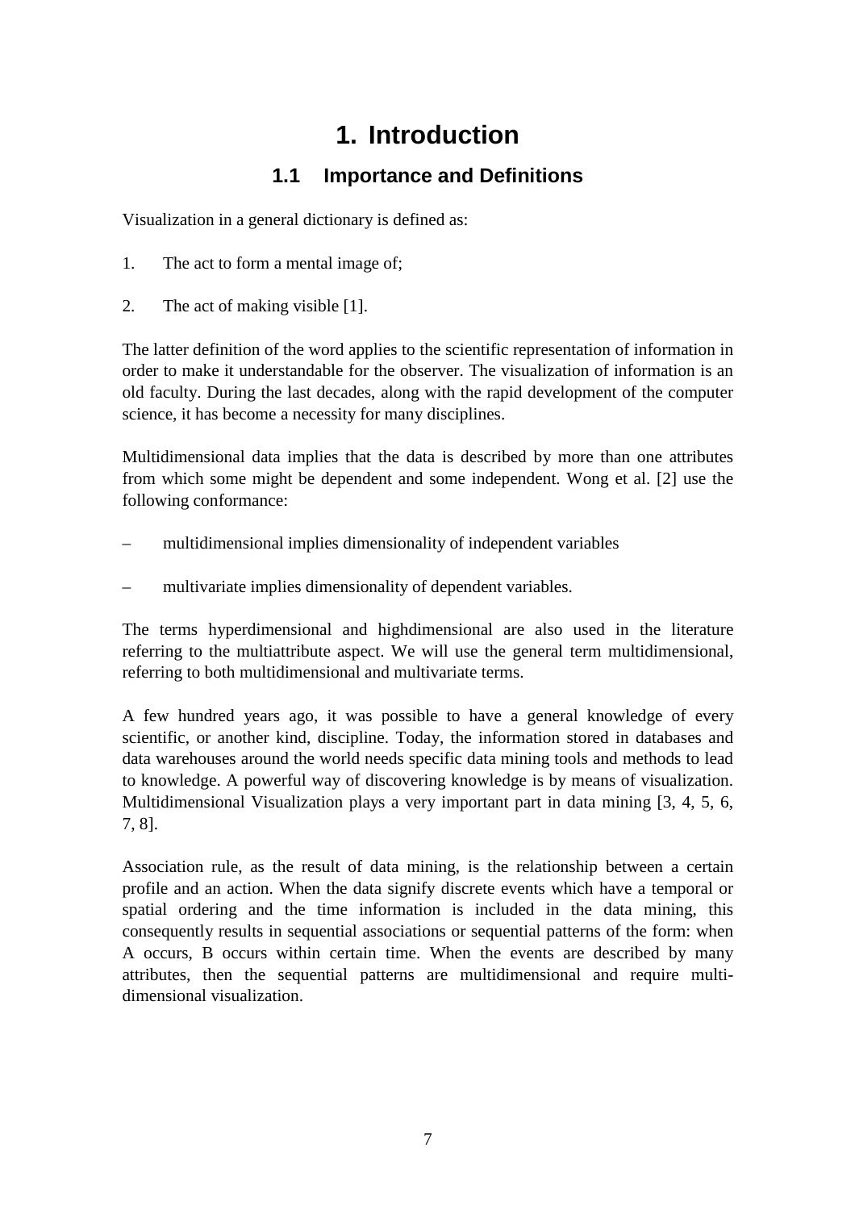# 1. Introduction

## 1.1 Importance and Definitions

Visualization in a general dictionary is defined as:

1. The act to form a mental image of;

2. The act of making visible [1].

The latter definition of the word applies to the scientific representation of information in order to make it understandable for the observer. The visualization of information is an old faculty. During the last decades, along with the rapid development of the computer science, it has become a necessity for many disciplines.

Multidimensional data implies that the data is described by more than one attributes from which some might be dependent and some independent. Wong et al. [2] use the following conformance:

– multidimensional implies dimensionality of independent variables

– multivariate implies dimensionality of dependent variables.

The terms hyperdimensional and highdimensional are also used in the literature referring to the multiattribute aspect. We will use the general term multidimensional, referring to both multidimensional and multivariate terms.

A few hundred years ago, it was possible to have a general knowledge of every scientific, or another kind, discipline. Today, the information stored in databases and data warehouses around the world needs specific data mining tools and methods to lead to knowledge. A powerful way of discovering knowledge is by means of visualization. Multidimensional Visualization plays a very important part in data mining [3, 4, 5, 6, 7, 8].

Association rule, as the result of data mining, is the relationship between a certain profile and an action. When the data signify discrete events which have a temporal or spatial ordering and the time information is included in the data mining, this consequently results in sequential associations or sequential patterns of the form: when A occurs, B occurs within certain time. When the events are described by many attributes, then the sequential patterns are multidimensional and require multi-dimensional visualization.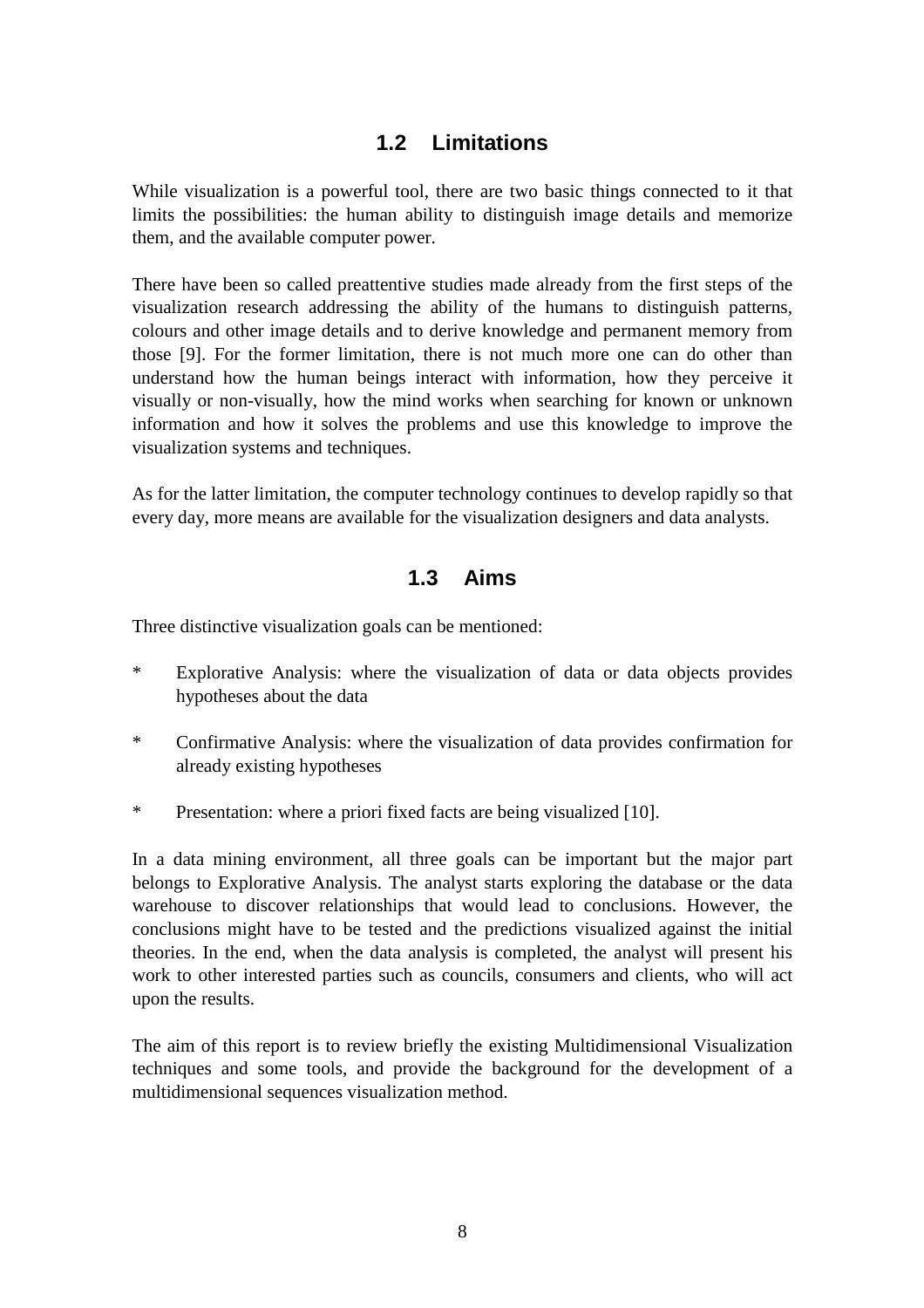## 1.2 Limitations

While visualization is a powerful tool, there are two basic things connected to it that limits the possibilities: the human ability to distinguish image details and memorize them, and the available computer power.

There have been so called preattentive studies made already from the first steps of the visualization research addressing the ability of the humans to distinguish patterns, colours and other image details and to derive knowledge and permanent memory from those [9]. For the former limitation, there is not much more one can do other than understand how the human beings interact with information, how they perceive it visually or non-visually, how the mind works when searching for known or unknown information and how it solves the problems and use this knowledge to improve the visualization systems and techniques.

As for the latter limitation, the computer technology continues to develop rapidly so that every day, more means are available for the visualization designers and data analysts.

## 1.3 Aims

Three distinctive visualization goals can be mentioned:

* Explorative Analysis: where the visualization of data or data objects provides hypotheses about the data
* Confirmative Analysis: where the visualization of data provides confirmation for already existing hypotheses
* Presentation: where a priori fixed facts are being visualized [10].

In a data mining environment, all three goals can be important but the major part belongs to Explorative Analysis. The analyst starts exploring the database or the data warehouse to discover relationships that would lead to conclusions. However, the conclusions might have to be tested and the predictions visualized against the initial theories. In the end, when the data analysis is completed, the analyst will present his work to other interested parties such as councils, consumers and clients, who will act upon the results.

The aim of this report is to review briefly the existing Multidimensional Visualization techniques and some tools, and provide the background for the development of a multidimensional sequences visualization method.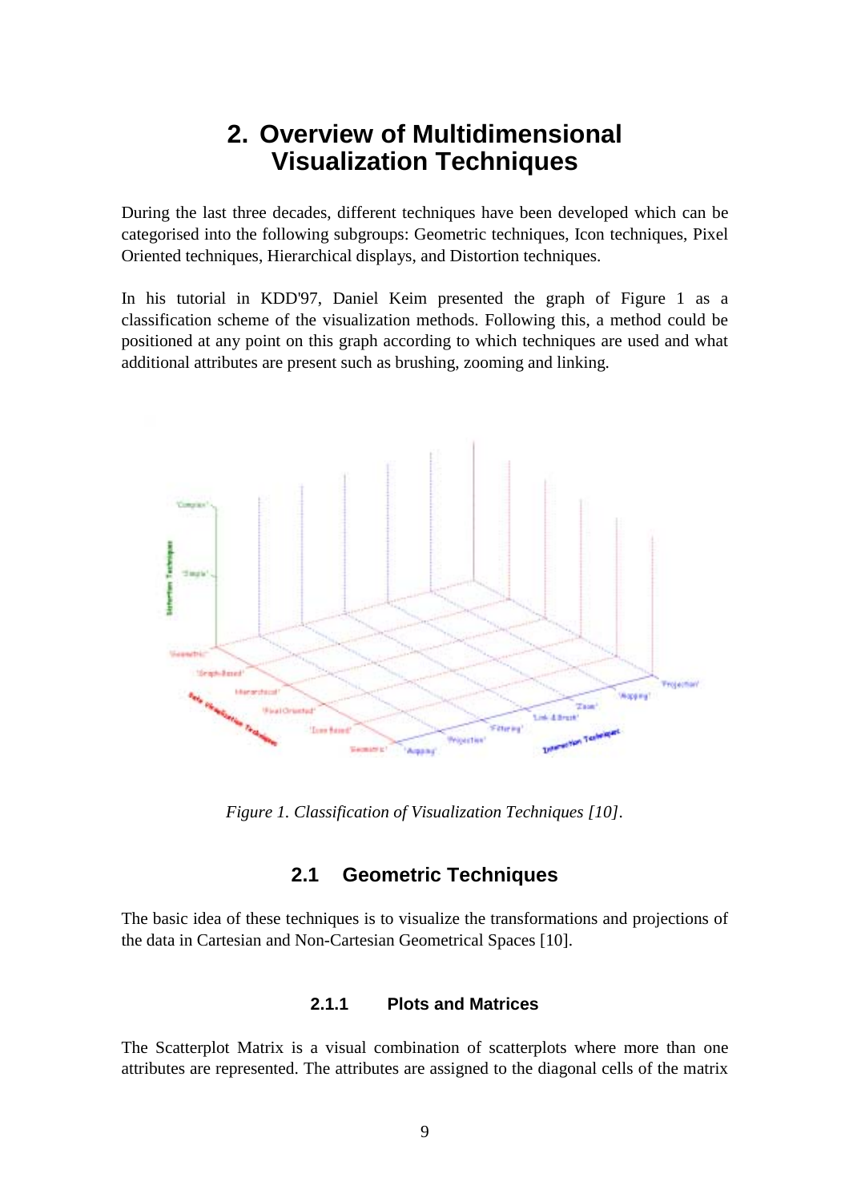# 2. Overview of Multidimensional Visualization Techniques

During the last three decades, different techniques have been developed which can be categorised into the following subgroups: Geometric techniques, Icon techniques, Pixel Oriented techniques, Hierarchical displays, and Distortion techniques.

In his tutorial in KDD'97, Daniel Keim presented the graph of Figure 1 as a classification scheme of the visualization methods. Following this, a method could be positioned at any point on this graph according to which techniques are used and what additional attributes are present such as brushing, zooming and linking.

*Figure 1. Classification of Visualization Techniques [10].*

## 2.1 Geometric Techniques

The basic idea of these techniques is to visualize the transformations and projections of the data in Cartesian and Non-Cartesian Geometrical Spaces [10].

### 2.1.1 Plots and Matrices

The Scatterplot Matrix is a visual combination of scatterplots where more than one attributes are represented. The attributes are assigned to the diagonal cells of the matrix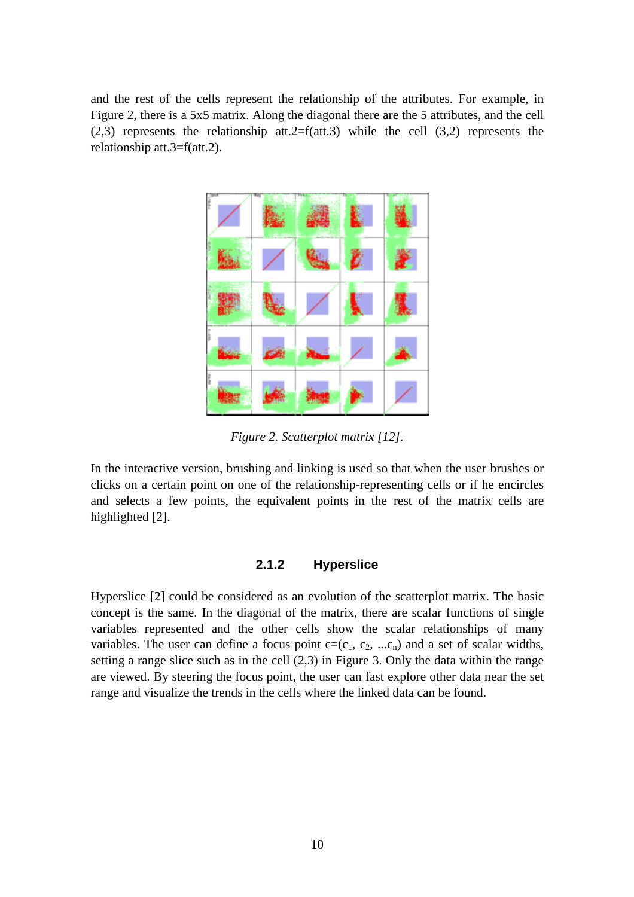and the rest of the cells represent the relationship of the attributes. For example, in Figure 2, there is a 5x5 matrix. Along the diagonal there are the 5 attributes, and the cell (2,3) represents the relationship att.2=f(att.3) while the cell (3,2) represents the relationship att.3=f(att.2).

*Figure 2. Scatterplot matrix [12].*

In the interactive version, brushing and linking is used so that when the user brushes or clicks on a certain point on one of the relationship-representing cells or if he encircles and selects a few points, the equivalent points in the rest of the matrix cells are highlighted [2].

### 2.1.2 Hyperslice

Hyperslice [2] could be considered as an evolution of the scatterplot matrix. The basic concept is the same. In the diagonal of the matrix, there are scalar functions of single variables represented and the other cells show the scalar relationships of many variables. The user can define a focus point $c=(c_1, c_2, ...c_n)$ and a set of scalar widths, setting a range slice such as in the cell (2,3) in Figure 3. Only the data within the range are viewed. By steering the focus point, the user can fast explore other data near the set range and visualize the trends in the cells where the linked data can be found.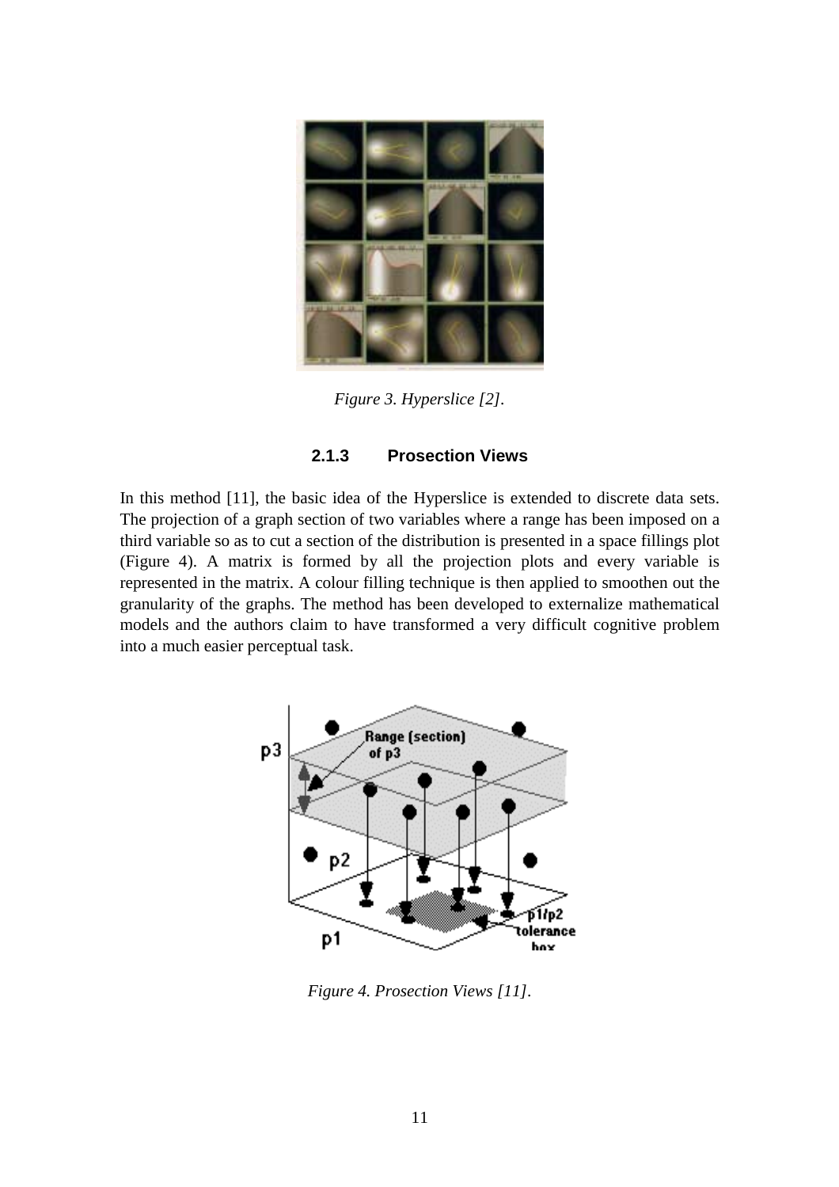*Figure 3. Hyperslice [2].*

### 2.1.3 Prosection Views

In this method [11], the basic idea of the Hyperslice is extended to discrete data sets. The projection of a graph section of two variables where a range has been imposed on a third variable so as to cut a section of the distribution is presented in a space fillings plot (Figure 4). A matrix is formed by all the projection plots and every variable is represented in the matrix. A colour filling technique is then applied to smoothen out the granularity of the graphs. The method has been developed to externalize mathematical models and the authors claim to have transformed a very difficult cognitive problem into a much easier perceptual task.

*Figure 4. Prosection Views [11].*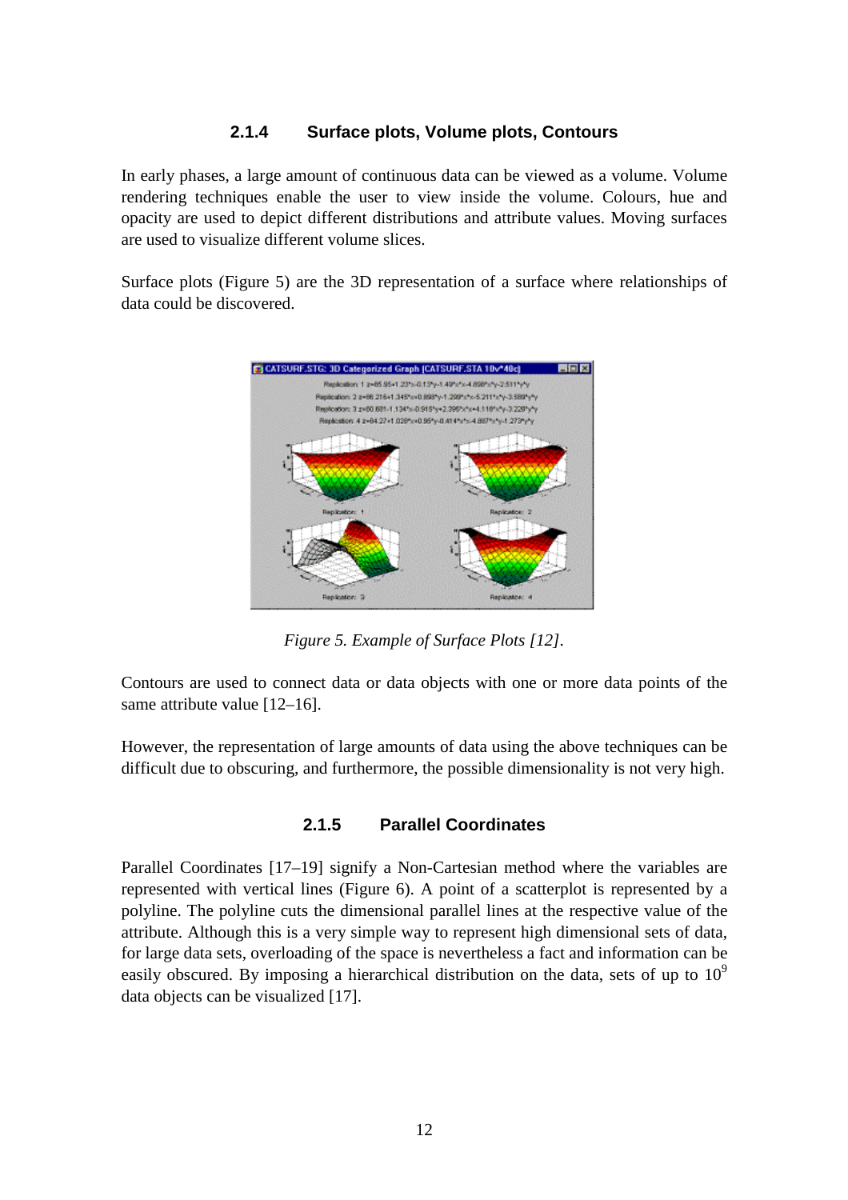### 2.1.4 Surface plots, Volume plots, Contours

In early phases, a large amount of continuous data can be viewed as a volume. Volume rendering techniques enable the user to view inside the volume. Colours, hue and opacity are used to depict different distributions and attribute values. Moving surfaces are used to visualize different volume slices.

Surface plots (Figure 5) are the 3D representation of a surface where relationships of data could be discovered.

*Figure 5. Example of Surface Plots [12].*

Contours are used to connect data or data objects with one or more data points of the same attribute value [12–16].

However, the representation of large amounts of data using the above techniques can be difficult due to obscuring, and furthermore, the possible dimensionality is not very high.

### 2.1.5 Parallel Coordinates

Parallel Coordinates [17–19] signify a Non-Cartesian method where the variables are represented with vertical lines (Figure 6). A point of a scatterplot is represented by a polyline. The polyline cuts the dimensional parallel lines at the respective value of the attribute. Although this is a very simple way to represent high dimensional sets of data, for large data sets, overloading of the space is nevertheless a fact and information can be easily obscured. By imposing a hierarchical distribution on the data, sets of up to $10^9$ data objects can be visualized [17].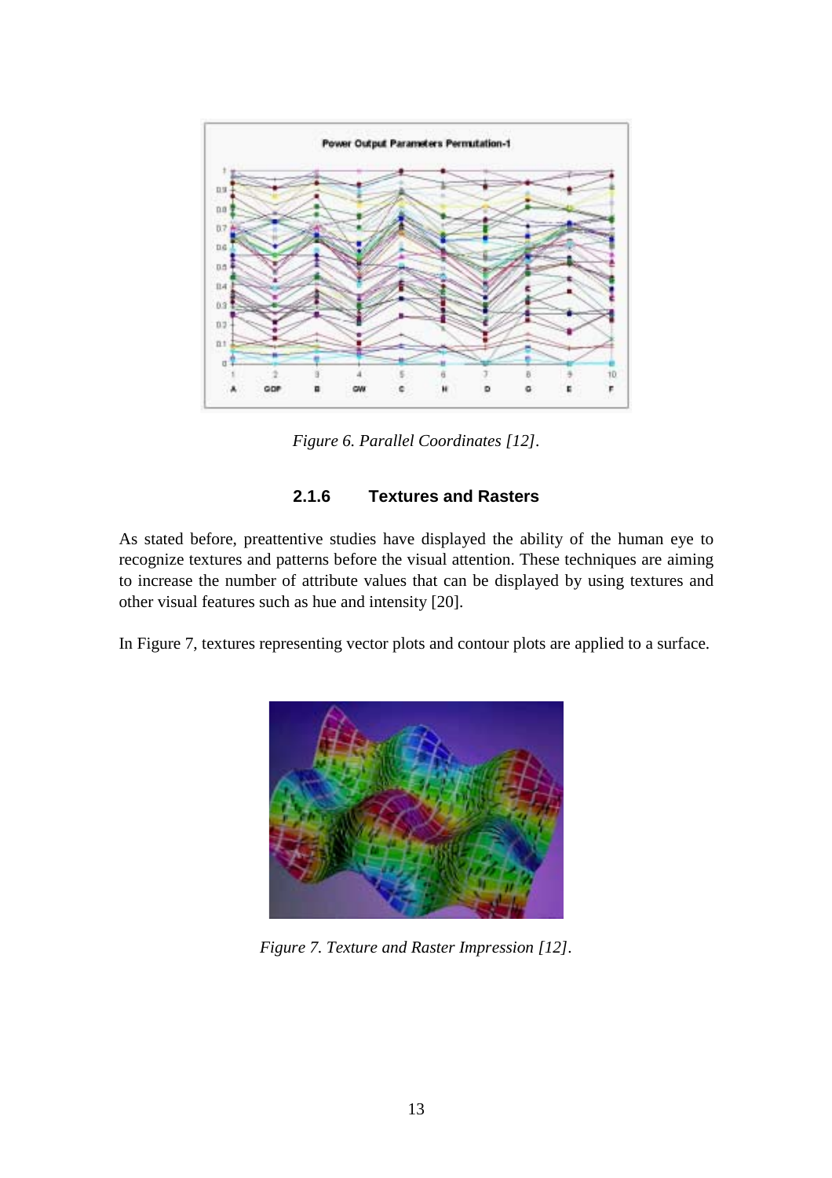*Figure 6. Parallel Coordinates [12].*

### 2.1.6 Textures and Rasters

As stated before, preattentive studies have displayed the ability of the human eye to recognize textures and patterns before the visual attention. These techniques are aiming to increase the number of attribute values that can be displayed by using textures and other visual features such as hue and intensity [20].

In Figure 7, textures representing vector plots and contour plots are applied to a surface.

*Figure 7. Texture and Raster Impression [12].*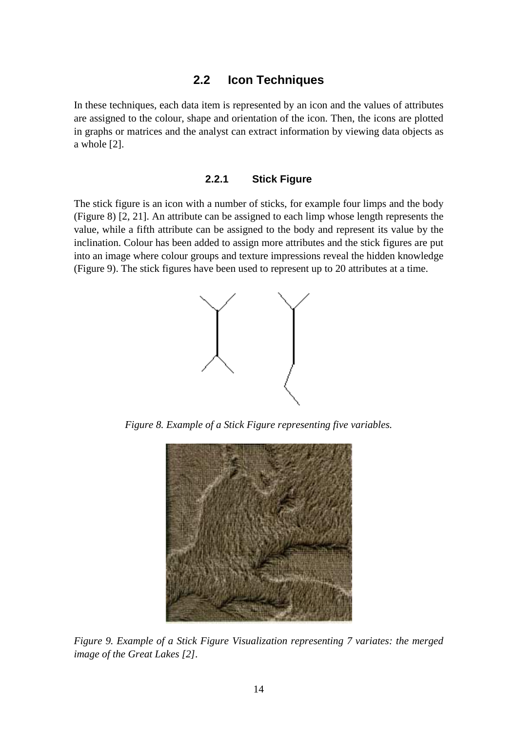## 2.2 Icon Techniques

In these techniques, each data item is represented by an icon and the values of attributes are assigned to the colour, shape and orientation of the icon. Then, the icons are plotted in graphs or matrices and the analyst can extract information by viewing data objects as a whole [2].

### 2.2.1 Stick Figure

The stick figure is an icon with a number of sticks, for example four limps and the body (Figure 8) [2, 21]. An attribute can be assigned to each limp whose length represents the value, while a fifth attribute can be assigned to the body and represent its value by the inclination. Colour has been added to assign more attributes and the stick figures are put into an image where colour groups and texture impressions reveal the hidden knowledge (Figure 9). The stick figures have been used to represent up to 20 attributes at a time.

*Figure 8. Example of a Stick Figure representing five variables.*

*Figure 9. Example of a Stick Figure Visualization representing 7 variates: the merged image of the Great Lakes [2].*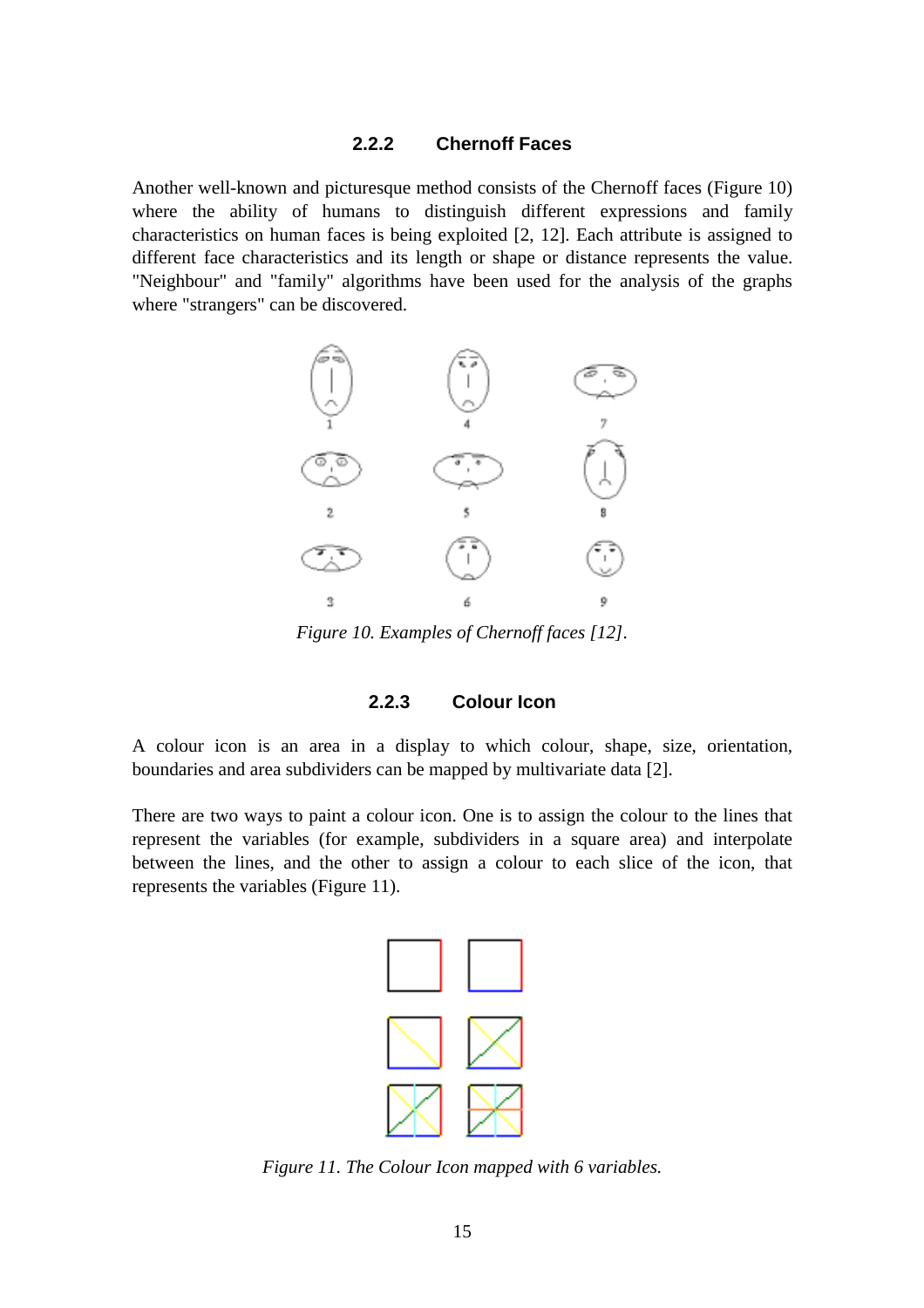### 2.2.2 Chernoff Faces

Another well-known and picturesque method consists of the Chernoff faces (Figure 10) where the ability of humans to distinguish different expressions and family characteristics on human faces is being exploited [2, 12]. Each attribute is assigned to different face characteristics and its length or shape or distance represents the value. "Neighbour" and "family" algorithms have been used for the analysis of the graphs where "strangers" can be discovered.

*Figure 10. Examples of Chernoff faces [12].*

### 2.2.3 Colour Icon

A colour icon is an area in a display to which colour, shape, size, orientation, boundaries and area subdividers can be mapped by multivariate data [2].

There are two ways to paint a colour icon. One is to assign the colour to the lines that represent the variables (for example, subdividers in a square area) and interpolate between the lines, and the other to assign a colour to each slice of the icon, that represents the variables (Figure 11).

*Figure 11. The Colour Icon mapped with 6 variables.*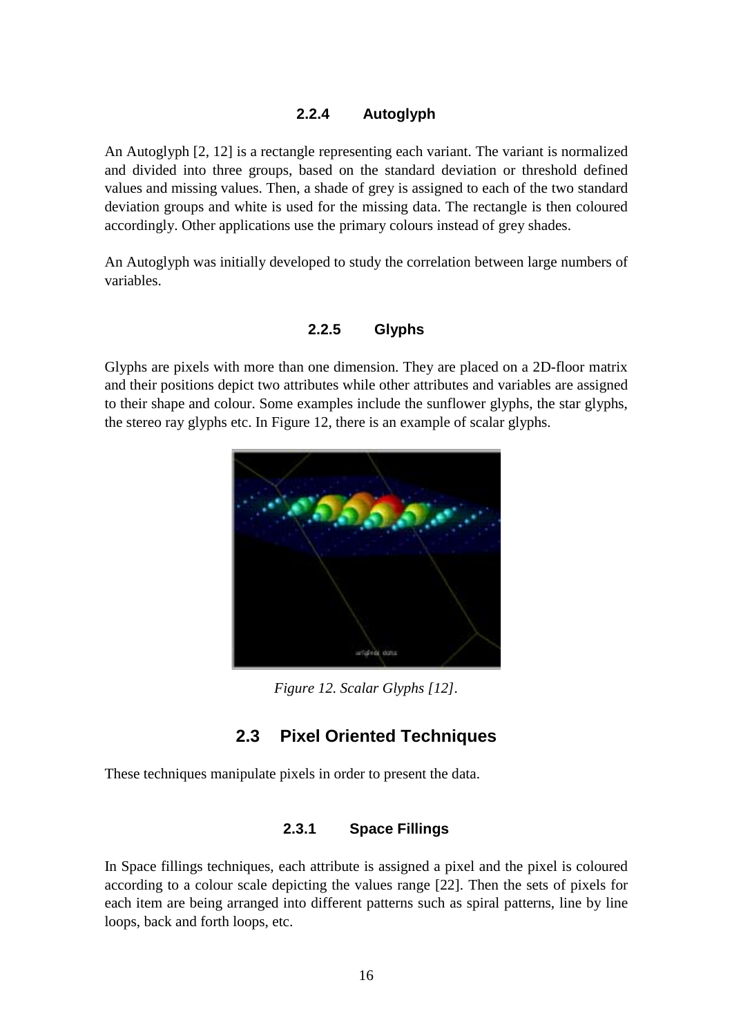#### 2.2.4 Autoglyph

An Autoglyph [2, 12] is a rectangle representing each variant. The variant is normalized and divided into three groups, based on the standard deviation or threshold defined values and missing values. Then, a shade of grey is assigned to each of the two standard deviation groups and white is used for the missing data. The rectangle is then coloured accordingly. Other applications use the primary colours instead of grey shades.

An Autoglyph was initially developed to study the correlation between large numbers of variables.

#### 2.2.5 Glyphs

Glyphs are pixels with more than one dimension. They are placed on a 2D-floor matrix and their positions depict two attributes while other attributes and variables are assigned to their shape and colour. Some examples include the sunflower glyphs, the star glyphs, the stereo ray glyphs etc. In Figure 12, there is an example of scalar glyphs.

*Figure 12. Scalar Glyphs [12].*

### 2.3 Pixel Oriented Techniques

These techniques manipulate pixels in order to present the data.

#### 2.3.1 Space Fillings

In Space fillings techniques, each attribute is assigned a pixel and the pixel is coloured according to a colour scale depicting the values range [22]. Then the sets of pixels for each item are being arranged into different patterns such as spiral patterns, line by line loops, back and forth loops, etc.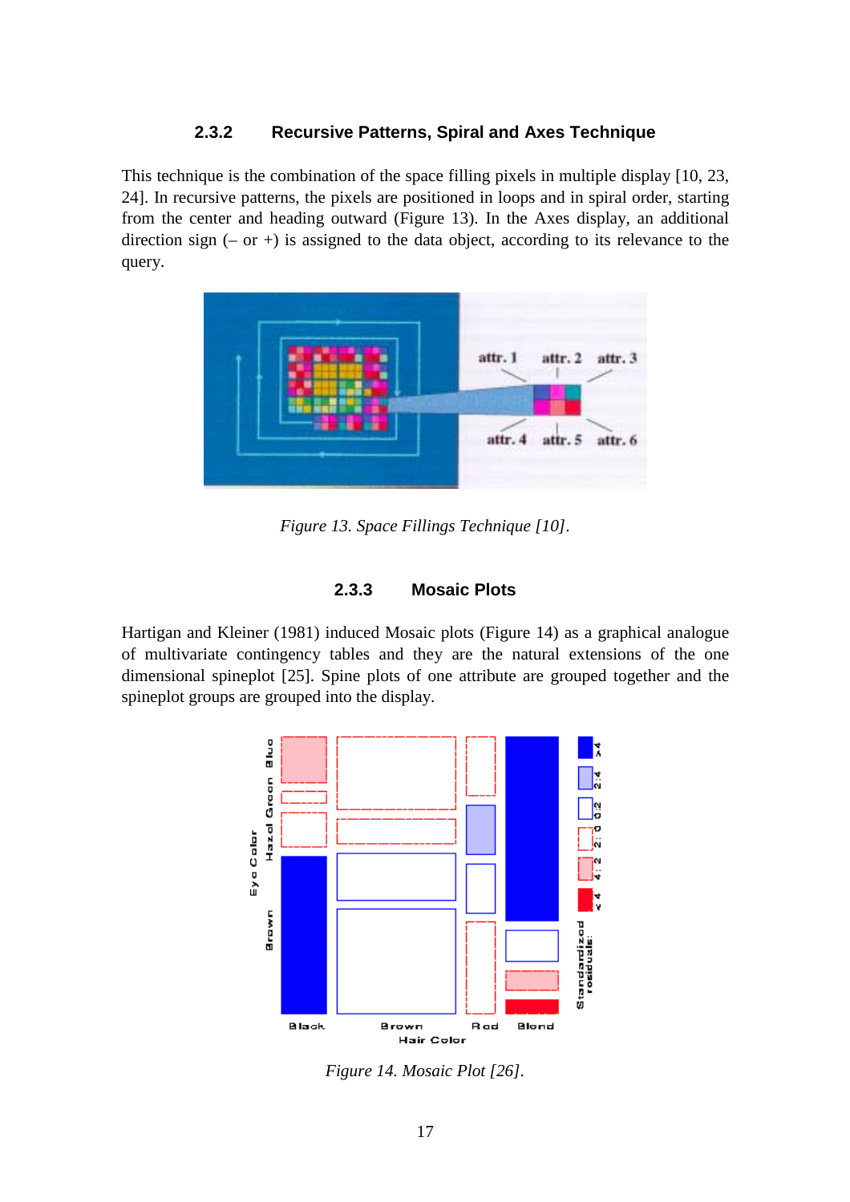### 2.3.2 Recursive Patterns, Spiral and Axes Technique

This technique is the combination of the space filling pixels in multiple display [10, 23, 24]. In recursive patterns, the pixels are positioned in loops and in spiral order, starting from the center and heading outward (Figure 13). In the Axes display, an additional direction sign (– or +) is assigned to the data object, according to its relevance to the query.

*Figure 13. Space Fillings Technique [10].*

### 2.3.3 Mosaic Plots

Hartigan and Kleiner (1981) induced Mosaic plots (Figure 14) as a graphical analogue of multivariate contingency tables and they are the natural extensions of the one dimensional spineplot [25]. Spine plots of one attribute are grouped together and the spineplot groups are grouped into the display.

*Figure 14. Mosaic Plot [26].*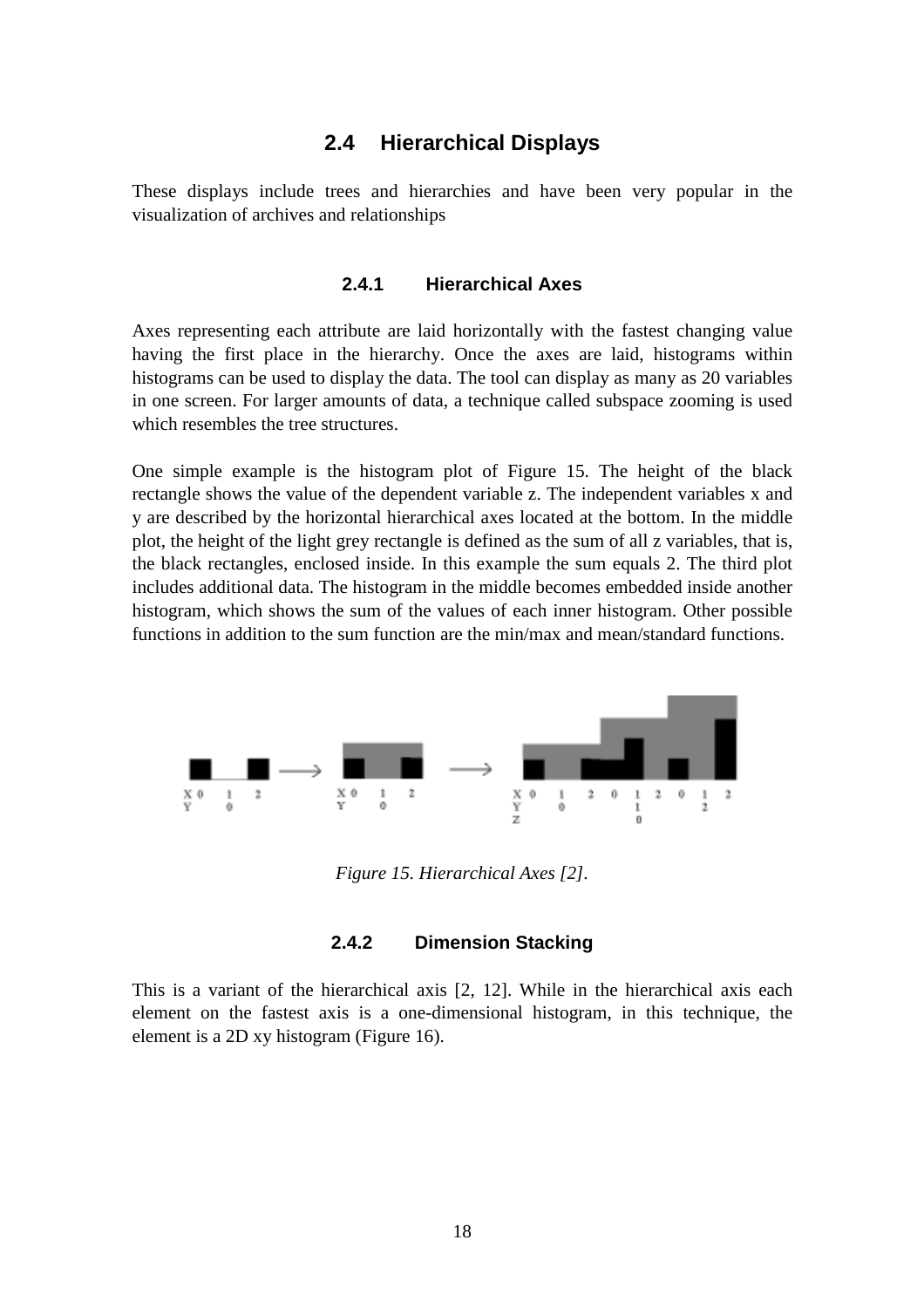## 2.4 Hierarchical Displays

These displays include trees and hierarchies and have been very popular in the visualization of archives and relationships

### 2.4.1 Hierarchical Axes

Axes representing each attribute are laid horizontally with the fastest changing value having the first place in the hierarchy. Once the axes are laid, histograms within histograms can be used to display the data. The tool can display as many as 20 variables in one screen. For larger amounts of data, a technique called subspace zooming is used which resembles the tree structures.

One simple example is the histogram plot of Figure 15. The height of the black rectangle shows the value of the dependent variable z. The independent variables x and y are described by the horizontal hierarchical axes located at the bottom. In the middle plot, the height of the light grey rectangle is defined as the sum of all z variables, that is, the black rectangles, enclosed inside. In this example the sum equals 2. The third plot includes additional data. The histogram in the middle becomes embedded inside another histogram, which shows the sum of the values of each inner histogram. Other possible functions in addition to the sum function are the min/max and mean/standard functions.

*Figure 15. Hierarchical Axes [2].*

### 2.4.2 Dimension Stacking

This is a variant of the hierarchical axis [2, 12]. While in the hierarchical axis each element on the fastest axis is a one-dimensional histogram, in this technique, the element is a 2D xy histogram (Figure 16).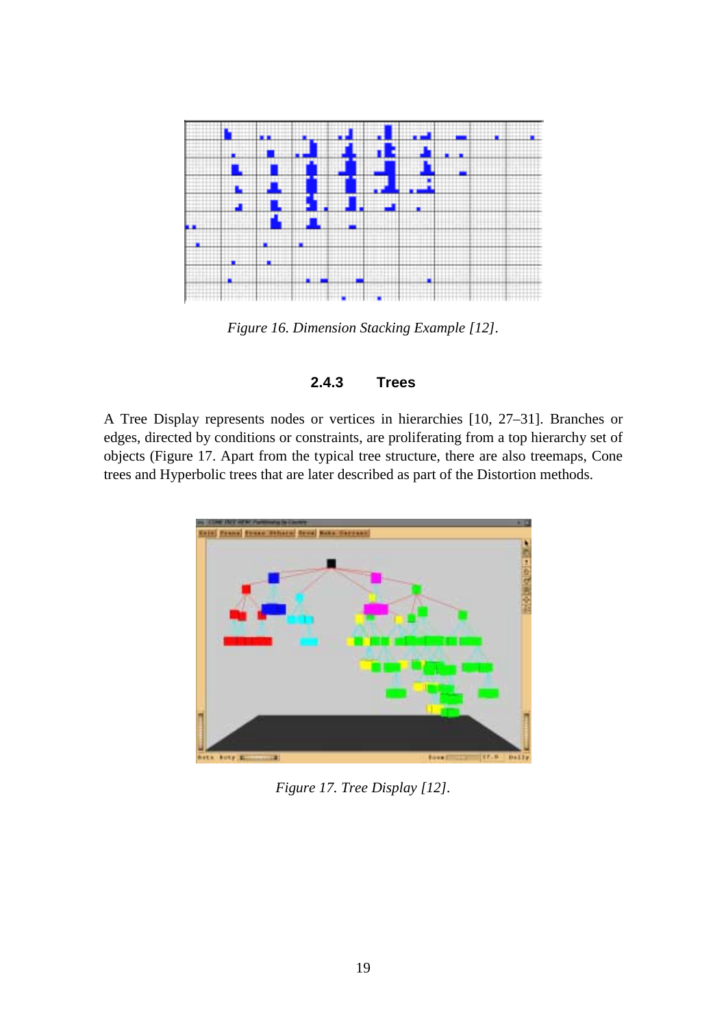*Figure 16. Dimension Stacking Example [12].*

### 2.4.3 Trees

A Tree Display represents nodes or vertices in hierarchies [10, 27–31]. Branches or edges, directed by conditions or constraints, are proliferating from a top hierarchy set of objects (Figure 17. Apart from the typical tree structure, there are also treemaps, Cone trees and Hyperbolic trees that are later described as part of the Distortion methods.

*Figure 17. Tree Display [12].*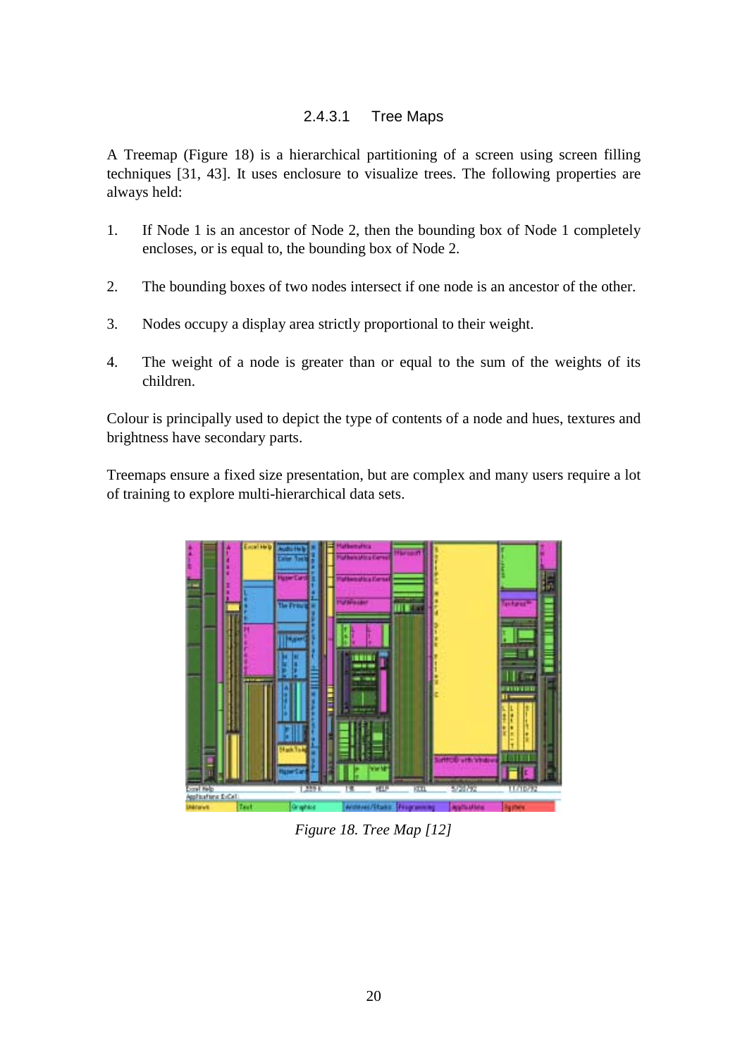#### 2.4.3.1 Tree Maps

A Treemap (Figure 18) is a hierarchical partitioning of a screen using screen filling techniques [31, 43]. It uses enclosure to visualize trees. The following properties are always held:

1. If Node 1 is an ancestor of Node 2, then the bounding box of Node 1 completely encloses, or is equal to, the bounding box of Node 2.

2. The bounding boxes of two nodes intersect if one node is an ancestor of the other.

3. Nodes occupy a display area strictly proportional to their weight.

4. The weight of a node is greater than or equal to the sum of the weights of its children.

Colour is principally used to depict the type of contents of a node and hues, textures and brightness have secondary parts.

Treemaps ensure a fixed size presentation, but are complex and many users require a lot of training to explore multi-hierarchical data sets.

*Figure 18. Tree Map [12]*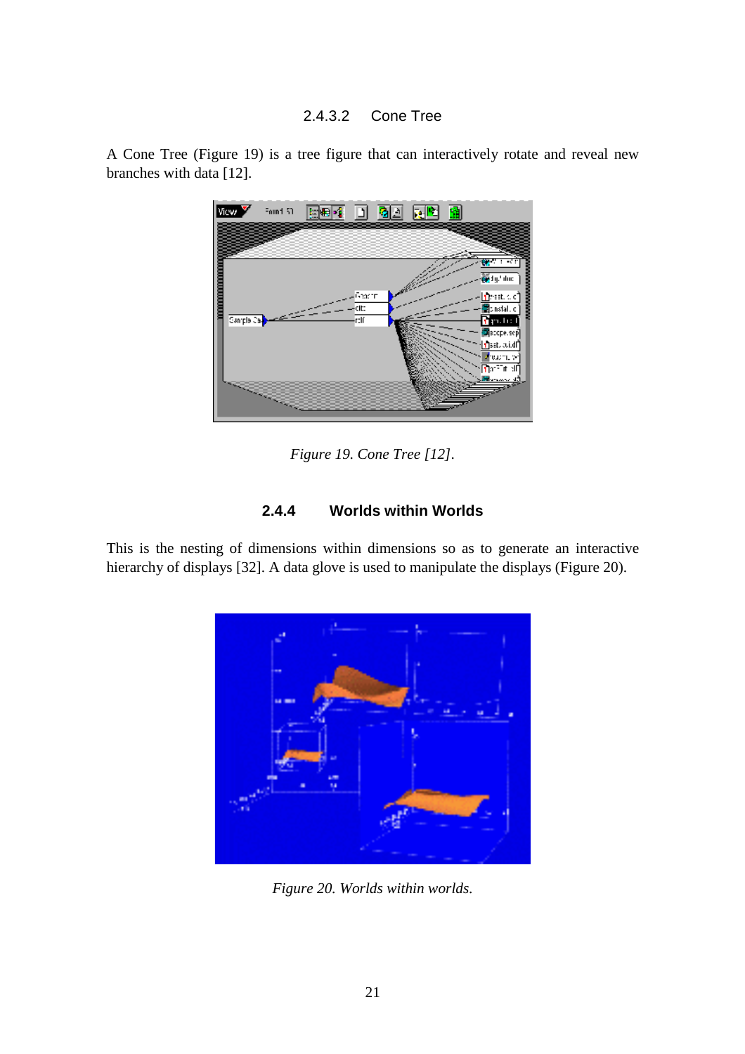#### 2.4.3.2 Cone Tree

A Cone Tree (Figure 19) is a tree figure that can interactively rotate and reveal new branches with data [12].

*Figure 19. Cone Tree [12].*

### 2.4.4 Worlds within Worlds

This is the nesting of dimensions within dimensions so as to generate an interactive hierarchy of displays [32]. A data glove is used to manipulate the displays (Figure 20).

*Figure 20. Worlds within worlds.*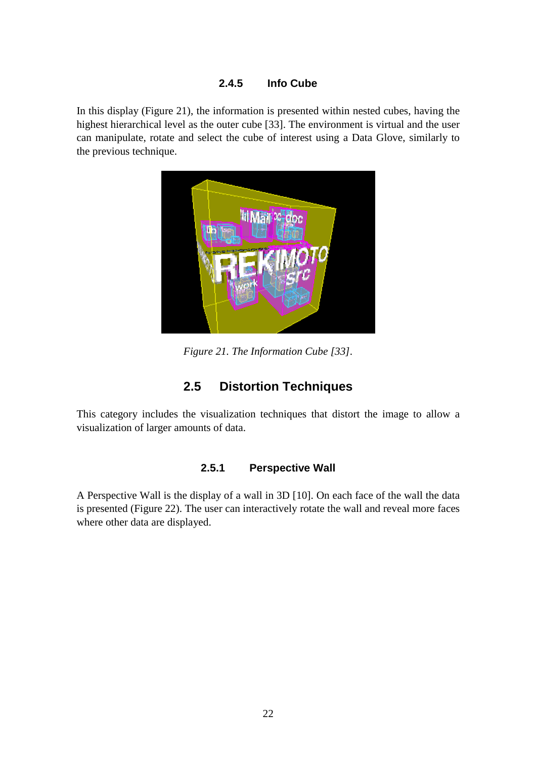### 2.4.5 Info Cube

In this display (Figure 21), the information is presented within nested cubes, having the highest hierarchical level as the outer cube [33]. The environment is virtual and the user can manipulate, rotate and select the cube of interest using a Data Glove, similarly to the previous technique.

*Figure 21. The Information Cube [33].*

## 2.5 Distortion Techniques

This category includes the visualization techniques that distort the image to allow a visualization of larger amounts of data.

### 2.5.1 Perspective Wall

A Perspective Wall is the display of a wall in 3D [10]. On each face of the wall the data is presented (Figure 22). The user can interactively rotate the wall and reveal more faces where other data are displayed.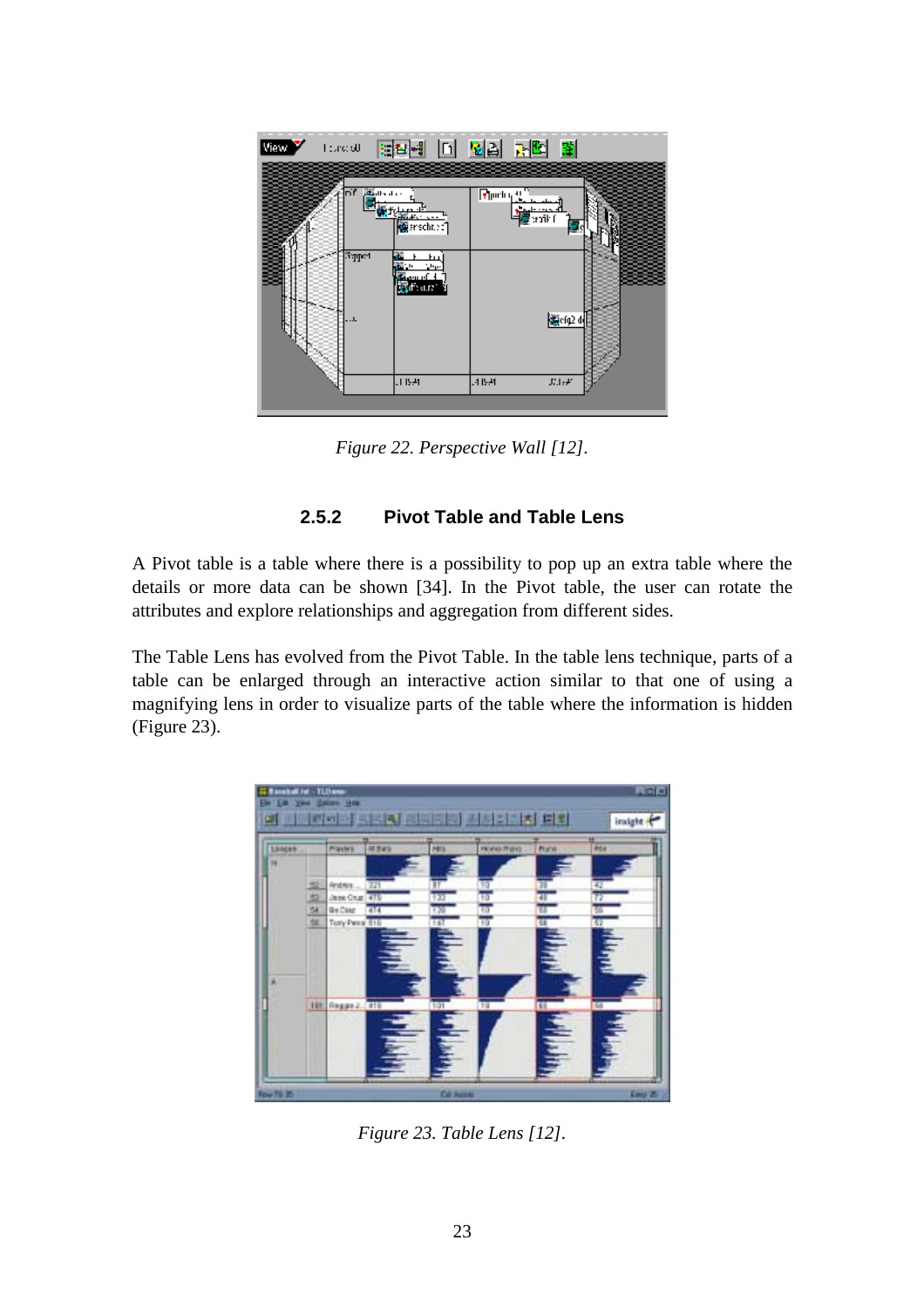*Figure 22. Perspective Wall [12].*

### 2.5.2 Pivot Table and Table Lens

A Pivot table is a table where there is a possibility to pop up an extra table where the details or more data can be shown [34]. In the Pivot table, the user can rotate the attributes and explore relationships and aggregation from different sides.

The Table Lens has evolved from the Pivot Table. In the table lens technique, parts of a table can be enlarged through an interactive action similar to that one of using a magnifying lens in order to visualize parts of the table where the information is hidden (Figure 23).

*Figure 23. Table Lens [12].*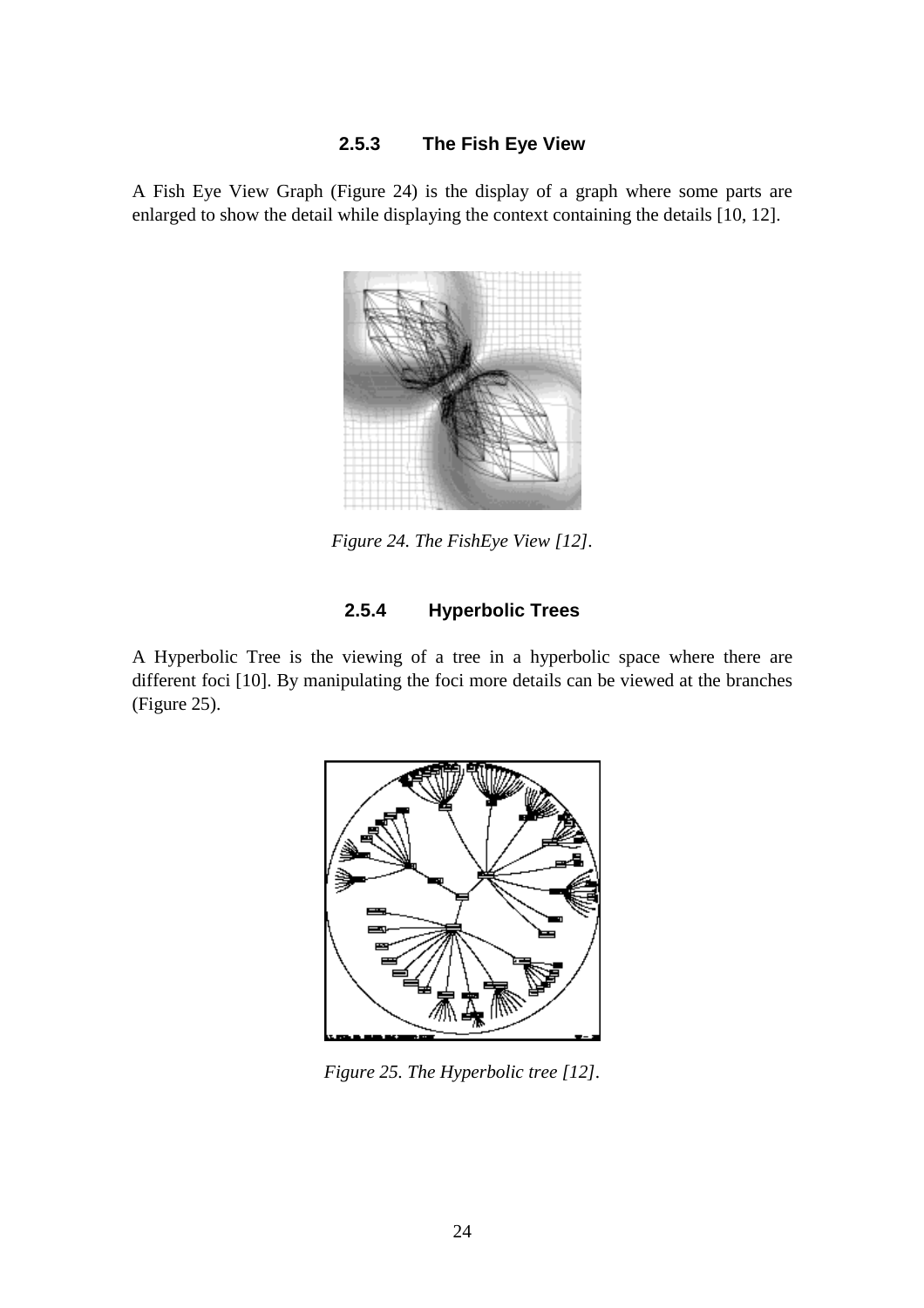### 2.5.3 The Fish Eye View

A Fish Eye View Graph (Figure 24) is the display of a graph where some parts are enlarged to show the detail while displaying the context containing the details [10, 12].

*Figure 24. The FishEye View [12].*

### 2.5.4 Hyperbolic Trees

A Hyperbolic Tree is the viewing of a tree in a hyperbolic space where there are different foci [10]. By manipulating the foci more details can be viewed at the branches (Figure 25).

*Figure 25. The Hyperbolic tree [12].*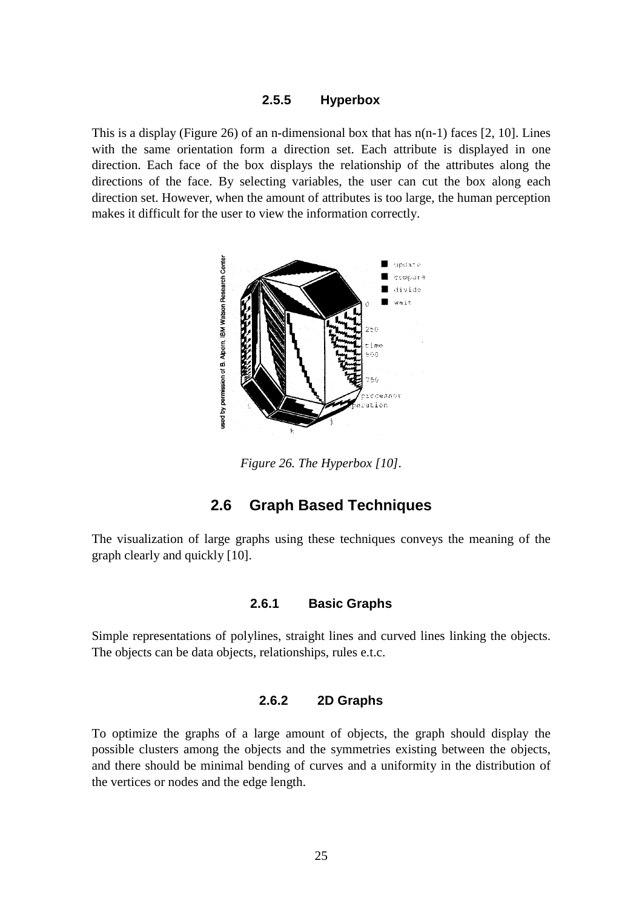### 2.5.5 Hyperbox

This is a display (Figure 26) of an n-dimensional box that has n(n-1) faces [2, 10]. Lines with the same orientation form a direction set. Each attribute is displayed in one direction. Each face of the box displays the relationship of the attributes along the directions of the face. By selecting variables, the user can cut the box along each direction set. However, when the amount of attributes is too large, the human perception makes it difficult for the user to view the information correctly.

*Figure 26. The Hyperbox [10].*

## 2.6 Graph Based Techniques

The visualization of large graphs using these techniques conveys the meaning of the graph clearly and quickly [10].

### 2.6.1 Basic Graphs

Simple representations of polylines, straight lines and curved lines linking the objects. The objects can be data objects, relationships, rules e.t.c.

### 2.6.2 2D Graphs

To optimize the graphs of a large amount of objects, the graph should display the possible clusters among the objects and the symmetries existing between the objects, and there should be minimal bending of curves and a uniformity in the distribution of the vertices or nodes and the edge length.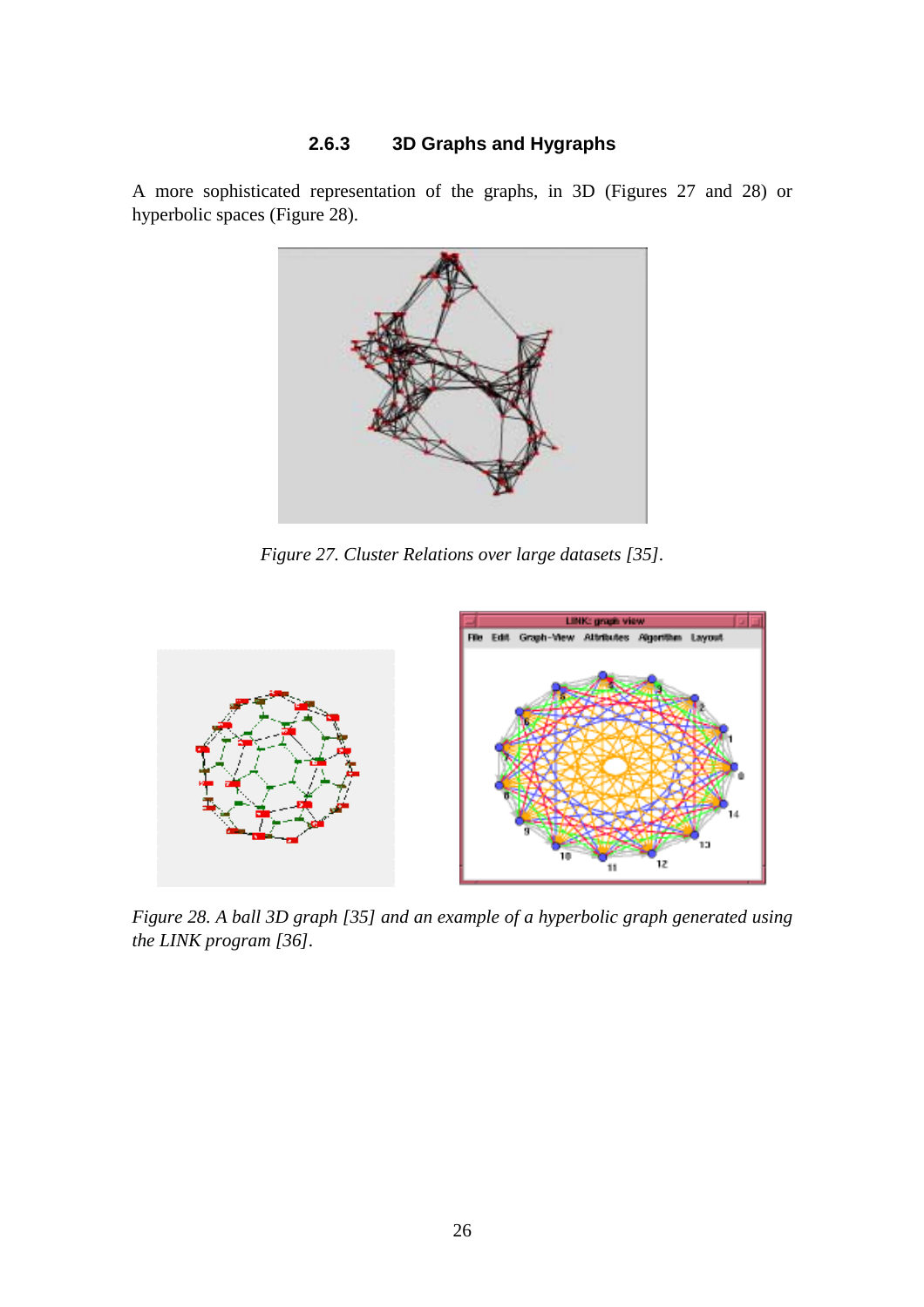### 2.6.3 3D Graphs and Hygraphs

A more sophisticated representation of the graphs, in 3D (Figures 27 and 28) or hyperbolic spaces (Figure 28).

*Figure 27. Cluster Relations over large datasets [35].*

*Figure 28. A ball 3D graph [35] and an example of a hyperbolic graph generated using the LINK program [36].*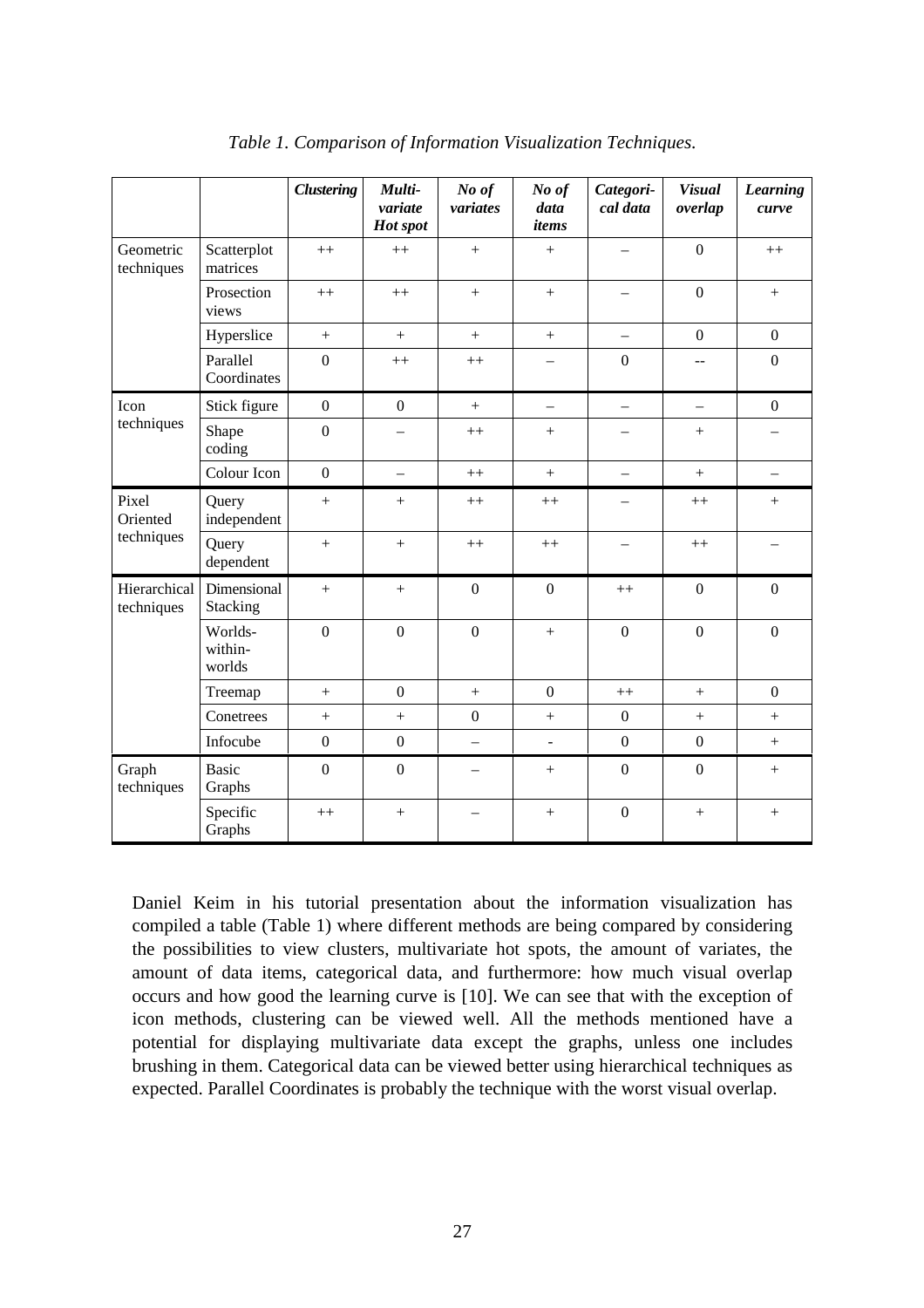*Table 1. Comparison of Information Visualization Techniques.*

| | | ***Clustering*** | ***Multi-variate Hot spot*** | ***No of variates*** | ***No of data items*** | ***Categori-cal data*** | ***Visual overlap*** | ***Learning curve*** |
|---|---|---|---|---|---|---|---|---|
| Geometric techniques | Scatterplot matrices | ++ | ++ | + | + | – | 0 | ++ |
| | Prosection views | ++ | ++ | + | + | – | 0 | + |
| | Hyperslice | + | + | + | + | – | 0 | 0 |
| | Parallel Coordinates | 0 | ++ | ++ | – | 0 | -- | 0 |
| Icon techniques | Stick figure | 0 | 0 | + | – | – | – | 0 |
| | Shape coding | 0 | – | ++ | + | – | + | – |
| | Colour Icon | 0 | – | ++ | + | – | + | – |
| Pixel Oriented techniques | Query independent | + | + | ++ | ++ | – | ++ | + |
| | Query dependent | + | + | ++ | ++ | – | ++ | – |
| Hierarchical techniques | Dimensional Stacking | + | + | 0 | 0 | ++ | 0 | 0 |
| | Worlds-within-worlds | 0 | 0 | 0 | + | 0 | 0 | 0 |
| | Treemap | + | 0 | + | 0 | ++ | + | 0 |
| | Conetrees | + | + | 0 | + | 0 | + | + |
| | Infocube | 0 | 0 | – | - | 0 | 0 | + |
| Graph techniques | Basic Graphs | 0 | 0 | – | + | 0 | 0 | + |
| | Specific Graphs | ++ | + | – | + | 0 | + | + |

Daniel Keim in his tutorial presentation about the information visualization has compiled a table (Table 1) where different methods are being compared by considering the possibilities to view clusters, multivariate hot spots, the amount of variates, the amount of data items, categorical data, and furthermore: how much visual overlap occurs and how good the learning curve is [10]. We can see that with the exception of icon methods, clustering can be viewed well. All the methods mentioned have a potential for displaying multivariate data except the graphs, unless one includes brushing in them. Categorical data can be viewed better using hierarchical techniques as expected. Parallel Coordinates is probably the technique with the worst visual overlap.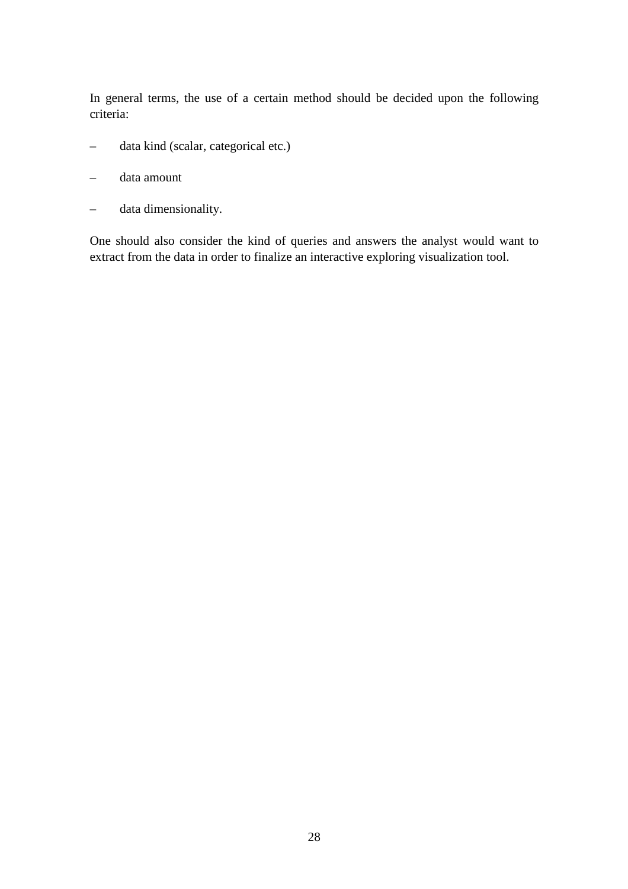In general terms, the use of a certain method should be decided upon the following criteria:

- data kind (scalar, categorical etc.)
- data amount
- data dimensionality.

One should also consider the kind of queries and answers the analyst would want to extract from the data in order to finalize an interactive exploring visualization tool.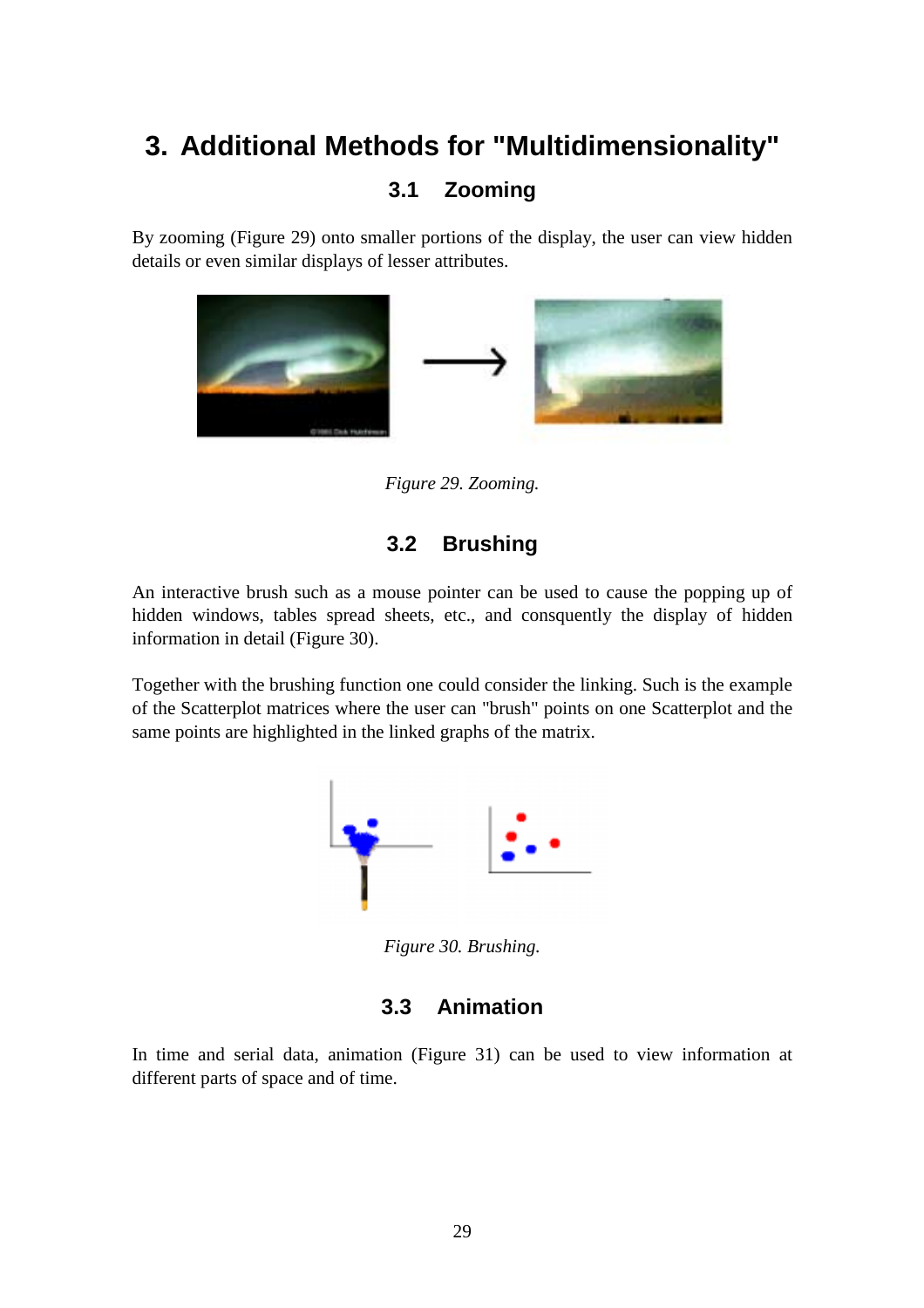# 3. Additional Methods for "Multidimensionality"

## 3.1 Zooming

By zooming (Figure 29) onto smaller portions of the display, the user can view hidden details or even similar displays of lesser attributes.

*Figure 29. Zooming.*

## 3.2 Brushing

An interactive brush such as a mouse pointer can be used to cause the popping up of hidden windows, tables spread sheets, etc., and consquently the display of hidden information in detail (Figure 30).

Together with the brushing function one could consider the linking. Such is the example of the Scatterplot matrices where the user can "brush" points on one Scatterplot and the same points are highlighted in the linked graphs of the matrix.

*Figure 30. Brushing.*

## 3.3 Animation

In time and serial data, animation (Figure 31) can be used to view information at different parts of space and of time.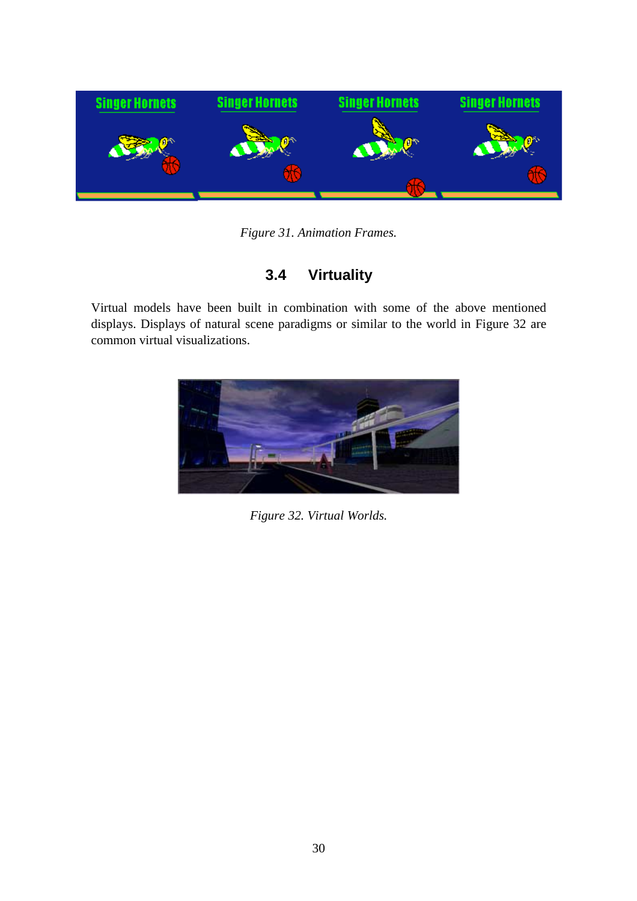Figure 31. Animation Frames.

## 3.4 Virtuality

Virtual models have been built in combination with some of the above mentioned displays. Displays of natural scene paradigms or similar to the world in Figure 32 are common virtual visualizations.

Figure 32. Virtual Worlds.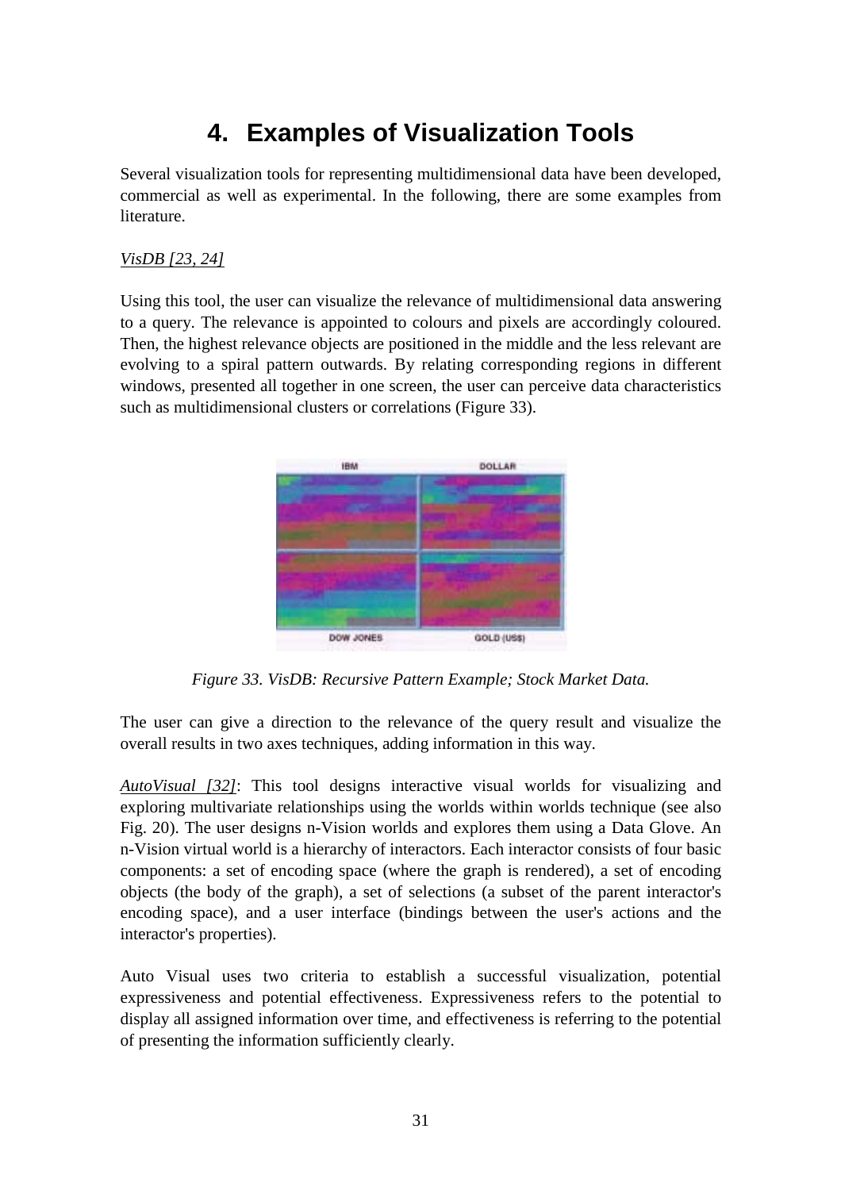# 4. Examples of Visualization Tools

Several visualization tools for representing multidimensional data have been developed, commercial as well as experimental. In the following, there are some examples from literature.

*VisDB [23, 24]*

Using this tool, the user can visualize the relevance of multidimensional data answering to a query. The relevance is appointed to colours and pixels are accordingly coloured. Then, the highest relevance objects are positioned in the middle and the less relevant are evolving to a spiral pattern outwards. By relating corresponding regions in different windows, presented all together in one screen, the user can perceive data characteristics such as multidimensional clusters or correlations (Figure 33).

*Figure 33. VisDB: Recursive Pattern Example; Stock Market Data.*

The user can give a direction to the relevance of the query result and visualize the overall results in two axes techniques, adding information in this way.

*AutoVisual [32]*: This tool designs interactive visual worlds for visualizing and exploring multivariate relationships using the worlds within worlds technique (see also Fig. 20). The user designs n-Vision worlds and explores them using a Data Glove. An n-Vision virtual world is a hierarchy of interactors. Each interactor consists of four basic components: a set of encoding space (where the graph is rendered), a set of encoding objects (the body of the graph), a set of selections (a subset of the parent interactor's encoding space), and a user interface (bindings between the user's actions and the interactor's properties).

Auto Visual uses two criteria to establish a successful visualization, potential expressiveness and potential effectiveness. Expressiveness refers to the potential to display all assigned information over time, and effectiveness is referring to the potential of presenting the information sufficiently clearly.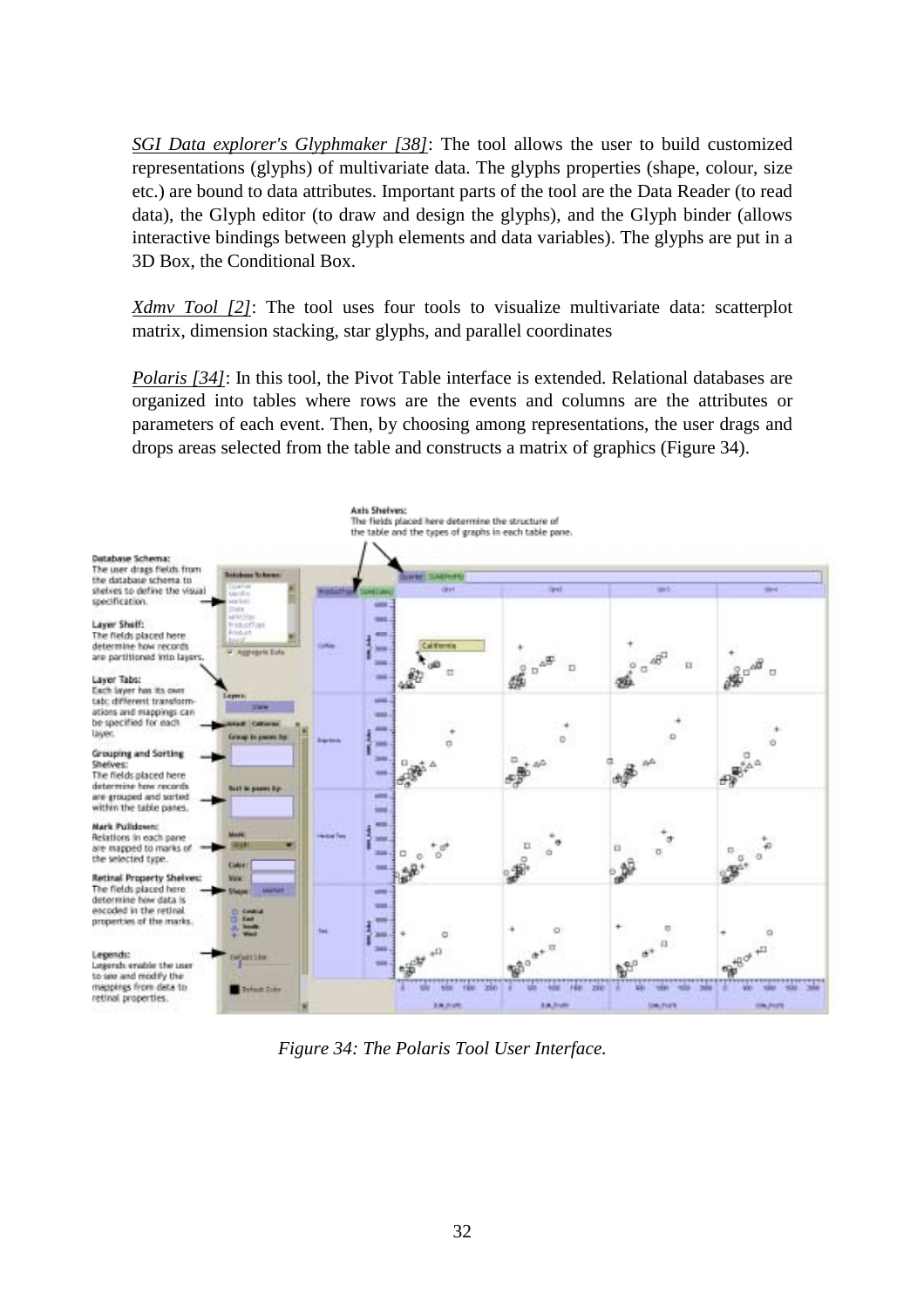*SGI Data explorer's Glyphmaker [38]*: The tool allows the user to build customized representations (glyphs) of multivariate data. The glyphs properties (shape, colour, size etc.) are bound to data attributes. Important parts of the tool are the Data Reader (to read data), the Glyph editor (to draw and design the glyphs), and the Glyph binder (allows interactive bindings between glyph elements and data variables). The glyphs are put in a 3D Box, the Conditional Box.

*Xdmv Tool [2]*: The tool uses four tools to visualize multivariate data: scatterplot matrix, dimension stacking, star glyphs, and parallel coordinates

*Polaris [34]*: In this tool, the Pivot Table interface is extended. Relational databases are organized into tables where rows are the events and columns are the attributes or parameters of each event. Then, by choosing among representations, the user drags and drops areas selected from the table and constructs a matrix of graphics (Figure 34).

*Figure 34: The Polaris Tool User Interface.*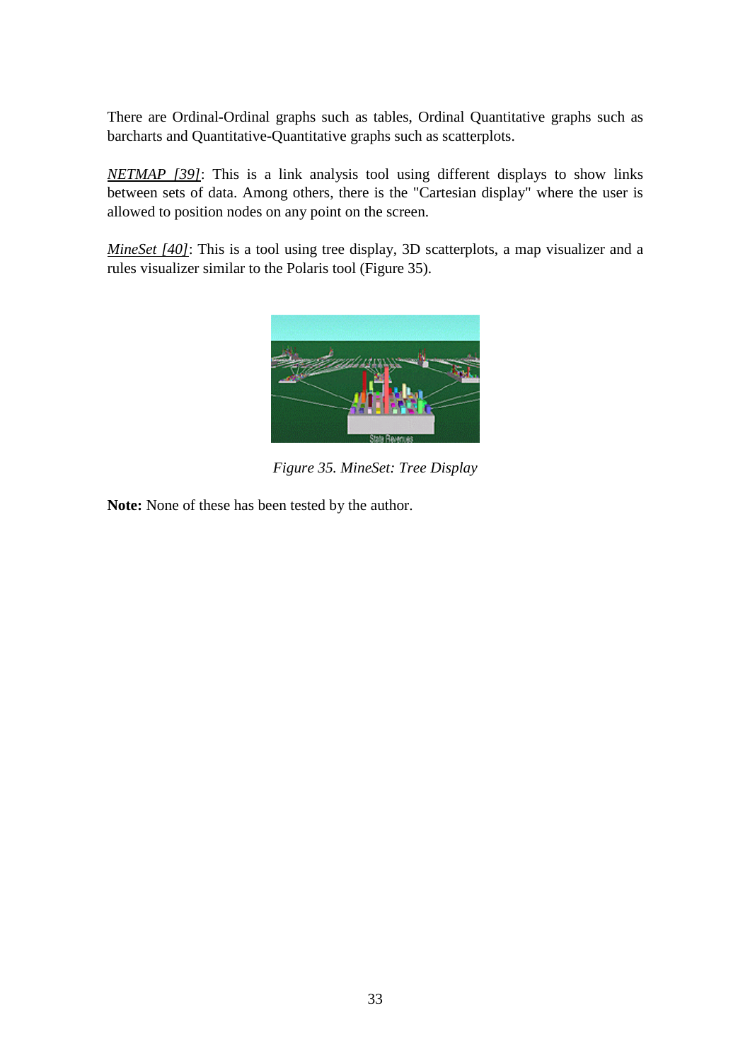There are Ordinal-Ordinal graphs such as tables, Ordinal Quantitative graphs such as barcharts and Quantitative-Quantitative graphs such as scatterplots.

*NETMAP [39]*: This is a link analysis tool using different displays to show links between sets of data. Among others, there is the "Cartesian display" where the user is allowed to position nodes on any point on the screen.

*MineSet [40]*: This is a tool using tree display, 3D scatterplots, a map visualizer and a rules visualizer similar to the Polaris tool (Figure 35).

*Figure 35. MineSet: Tree Display*

**Note:** None of these has been tested by the author.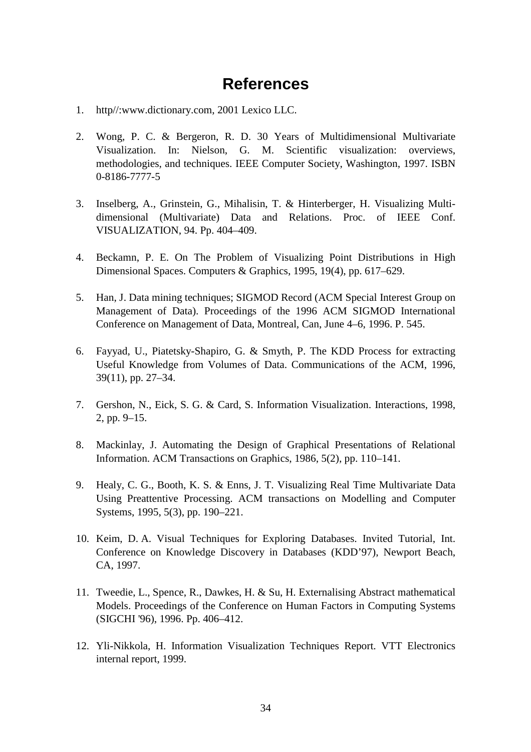# References

1. http//:www.dictionary.com, 2001 Lexico LLC.

2. Wong, P. C. & Bergeron, R. D. 30 Years of Multidimensional Multivariate Visualization. In: Nielson, G. M. Scientific visualization: overviews, methodologies, and techniques. IEEE Computer Society, Washington, 1997. ISBN 0-8186-7777-5

3. Inselberg, A., Grinstein, G., Mihalisin, T. & Hinterberger, H. Visualizing Multi-dimensional (Multivariate) Data and Relations. Proc. of IEEE Conf. VISUALIZATION, 94. Pp. 404–409.

4. Beckamn, P. E. On The Problem of Visualizing Point Distributions in High Dimensional Spaces. Computers & Graphics, 1995, 19(4), pp. 617–629.

5. Han, J. Data mining techniques; SIGMOD Record (ACM Special Interest Group on Management of Data). Proceedings of the 1996 ACM SIGMOD International Conference on Management of Data, Montreal, Can, June 4–6, 1996. P. 545.

6. Fayyad, U., Piatetsky-Shapiro, G. & Smyth, P. The KDD Process for extracting Useful Knowledge from Volumes of Data. Communications of the ACM, 1996, 39(11), pp. 27–34.

7. Gershon, N., Eick, S. G. & Card, S. Information Visualization. Interactions, 1998, 2, pp. 9–15.

8. Mackinlay, J. Automating the Design of Graphical Presentations of Relational Information. ACM Transactions on Graphics, 1986, 5(2), pp. 110–141.

9. Healy, C. G., Booth, K. S. & Enns, J. T. Visualizing Real Time Multivariate Data Using Preattentive Processing. ACM transactions on Modelling and Computer Systems, 1995, 5(3), pp. 190–221.

10. Keim, D. A. Visual Techniques for Exploring Databases. Invited Tutorial, Int. Conference on Knowledge Discovery in Databases (KDD'97), Newport Beach, CA, 1997.

11. Tweedie, L., Spence, R., Dawkes, H. & Su, H. Externalising Abstract mathematical Models. Proceedings of the Conference on Human Factors in Computing Systems (SIGCHI '96), 1996. Pp. 406–412.

12. Yli-Nikkola, H. Information Visualization Techniques Report. VTT Electronics internal report, 1999.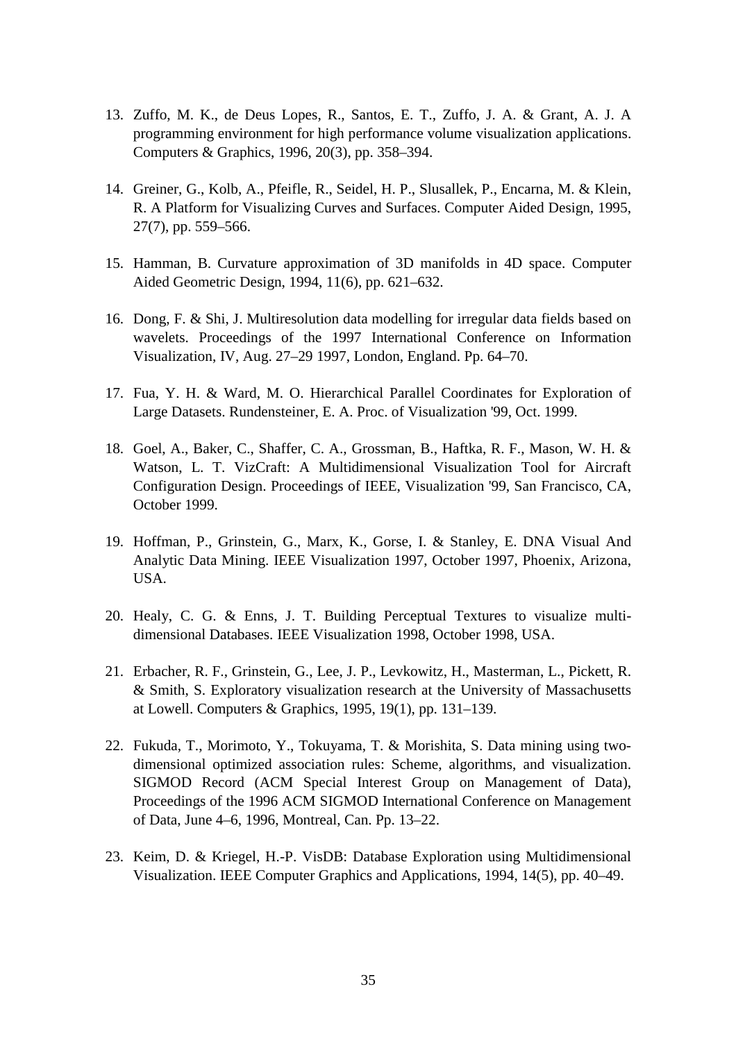13. Zuffo, M. K., de Deus Lopes, R., Santos, E. T., Zuffo, J. A. & Grant, A. J. A programming environment for high performance volume visualization applications. Computers & Graphics, 1996, 20(3), pp. 358–394.

14. Greiner, G., Kolb, A., Pfeifle, R., Seidel, H. P., Slusallek, P., Encarna, M. & Klein, R. A Platform for Visualizing Curves and Surfaces. Computer Aided Design, 1995, 27(7), pp. 559–566.

15. Hamman, B. Curvature approximation of 3D manifolds in 4D space. Computer Aided Geometric Design, 1994, 11(6), pp. 621–632.

16. Dong, F. & Shi, J. Multiresolution data modelling for irregular data fields based on wavelets. Proceedings of the 1997 International Conference on Information Visualization, IV, Aug. 27–29 1997, London, England. Pp. 64–70.

17. Fua, Y. H. & Ward, M. O. Hierarchical Parallel Coordinates for Exploration of Large Datasets. Rundensteiner, E. A. Proc. of Visualization '99, Oct. 1999.

18. Goel, A., Baker, C., Shaffer, C. A., Grossman, B., Haftka, R. F., Mason, W. H. & Watson, L. T. VizCraft: A Multidimensional Visualization Tool for Aircraft Configuration Design. Proceedings of IEEE, Visualization '99, San Francisco, CA, October 1999.

19. Hoffman, P., Grinstein, G., Marx, K., Gorse, I. & Stanley, E. DNA Visual And Analytic Data Mining. IEEE Visualization 1997, October 1997, Phoenix, Arizona, USA.

20. Healy, C. G. & Enns, J. T. Building Perceptual Textures to visualize multi-dimensional Databases. IEEE Visualization 1998, October 1998, USA.

21. Erbacher, R. F., Grinstein, G., Lee, J. P., Levkowitz, H., Masterman, L., Pickett, R. & Smith, S. Exploratory visualization research at the University of Massachusetts at Lowell. Computers & Graphics, 1995, 19(1), pp. 131–139.

22. Fukuda, T., Morimoto, Y., Tokuyama, T. & Morishita, S. Data mining using two-dimensional optimized association rules: Scheme, algorithms, and visualization. SIGMOD Record (ACM Special Interest Group on Management of Data), Proceedings of the 1996 ACM SIGMOD International Conference on Management of Data, June 4–6, 1996, Montreal, Can. Pp. 13–22.

23. Keim, D. & Kriegel, H.-P. VisDB: Database Exploration using Multidimensional Visualization. IEEE Computer Graphics and Applications, 1994, 14(5), pp. 40–49.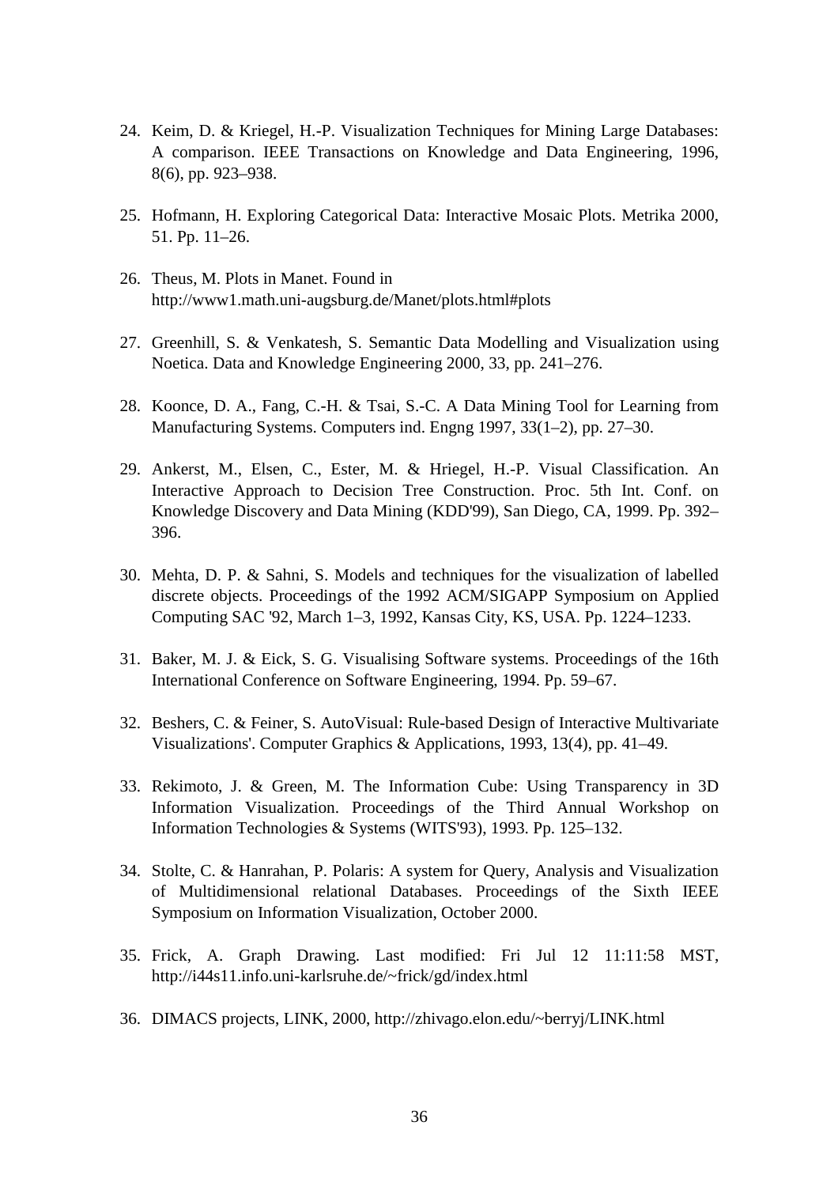24. Keim, D. & Kriegel, H.-P. Visualization Techniques for Mining Large Databases: A comparison. IEEE Transactions on Knowledge and Data Engineering, 1996, 8(6), pp. 923–938.

25. Hofmann, H. Exploring Categorical Data: Interactive Mosaic Plots. Metrika 2000, 51. Pp. 11–26.

26. Theus, M. Plots in Manet. Found in http://www1.math.uni-augsburg.de/Manet/plots.html#plots

27. Greenhill, S. & Venkatesh, S. Semantic Data Modelling and Visualization using Noetica. Data and Knowledge Engineering 2000, 33, pp. 241–276.

28. Koonce, D. A., Fang, C.-H. & Tsai, S.-C. A Data Mining Tool for Learning from Manufacturing Systems. Computers ind. Engng 1997, 33(1–2), pp. 27–30.

29. Ankerst, M., Elsen, C., Ester, M. & Hriegel, H.-P. Visual Classification. An Interactive Approach to Decision Tree Construction. Proc. 5th Int. Conf. on Knowledge Discovery and Data Mining (KDD'99), San Diego, CA, 1999. Pp. 392–396.

30. Mehta, D. P. & Sahni, S. Models and techniques for the visualization of labelled discrete objects. Proceedings of the 1992 ACM/SIGAPP Symposium on Applied Computing SAC '92, March 1–3, 1992, Kansas City, KS, USA. Pp. 1224–1233.

31. Baker, M. J. & Eick, S. G. Visualising Software systems. Proceedings of the 16th International Conference on Software Engineering, 1994. Pp. 59–67.

32. Beshers, C. & Feiner, S. AutoVisual: Rule-based Design of Interactive Multivariate Visualizations'. Computer Graphics & Applications, 1993, 13(4), pp. 41–49.

33. Rekimoto, J. & Green, M. The Information Cube: Using Transparency in 3D Information Visualization. Proceedings of the Third Annual Workshop on Information Technologies & Systems (WITS'93), 1993. Pp. 125–132.

34. Stolte, C. & Hanrahan, P. Polaris: A system for Query, Analysis and Visualization of Multidimensional relational Databases. Proceedings of the Sixth IEEE Symposium on Information Visualization, October 2000.

35. Frick, A. Graph Drawing. Last modified: Fri Jul 12 11:11:58 MST, http://i44s11.info.uni-karlsruhe.de/~frick/gd/index.html

36. DIMACS projects, LINK, 2000, http://zhivago.elon.edu/~berryj/LINK.html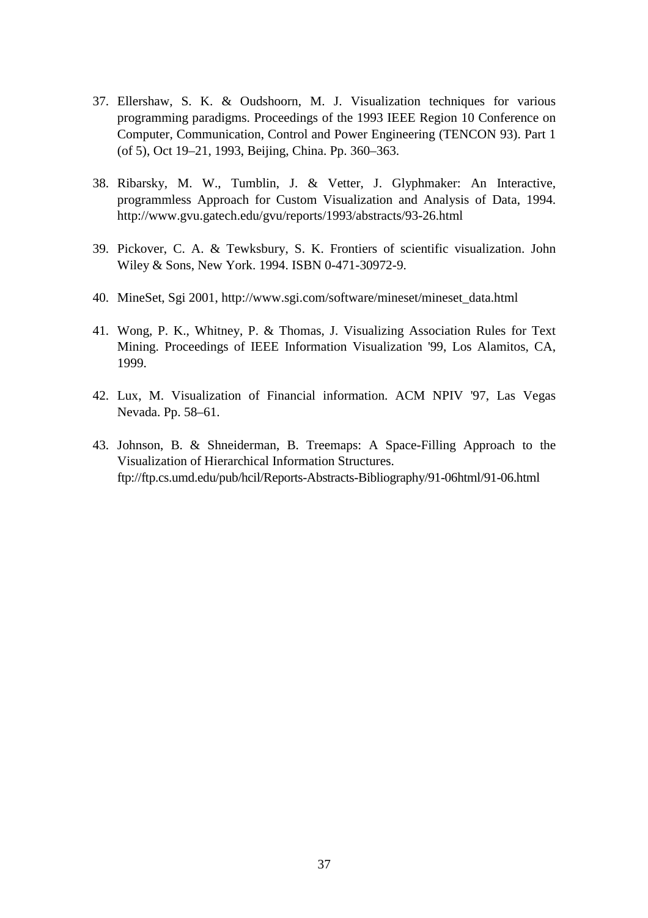37. Ellershaw, S. K. & Oudshoorn, M. J. Visualization techniques for various programming paradigms. Proceedings of the 1993 IEEE Region 10 Conference on Computer, Communication, Control and Power Engineering (TENCON 93). Part 1 (of 5), Oct 19–21, 1993, Beijing, China. Pp. 360–363.

38. Ribarsky, M. W., Tumblin, J. & Vetter, J. Glyphmaker: An Interactive, programmless Approach for Custom Visualization and Analysis of Data, 1994. http://www.gvu.gatech.edu/gvu/reports/1993/abstracts/93-26.html

39. Pickover, C. A. & Tewksbury, S. K. Frontiers of scientific visualization. John Wiley & Sons, New York. 1994. ISBN 0-471-30972-9.

40. MineSet, Sgi 2001, http://www.sgi.com/software/mineset/mineset_data.html

41. Wong, P. K., Whitney, P. & Thomas, J. Visualizing Association Rules for Text Mining. Proceedings of IEEE Information Visualization '99, Los Alamitos, CA, 1999.

42. Lux, M. Visualization of Financial information. ACM NPIV '97, Las Vegas Nevada. Pp. 58–61.

43. Johnson, B. & Shneiderman, B. Treemaps: A Space-Filling Approach to the Visualization of Hierarchical Information Structures. ftp://ftp.cs.umd.edu/pub/hcil/Reports-Abstracts-Bibliography/91-06html/91-06.html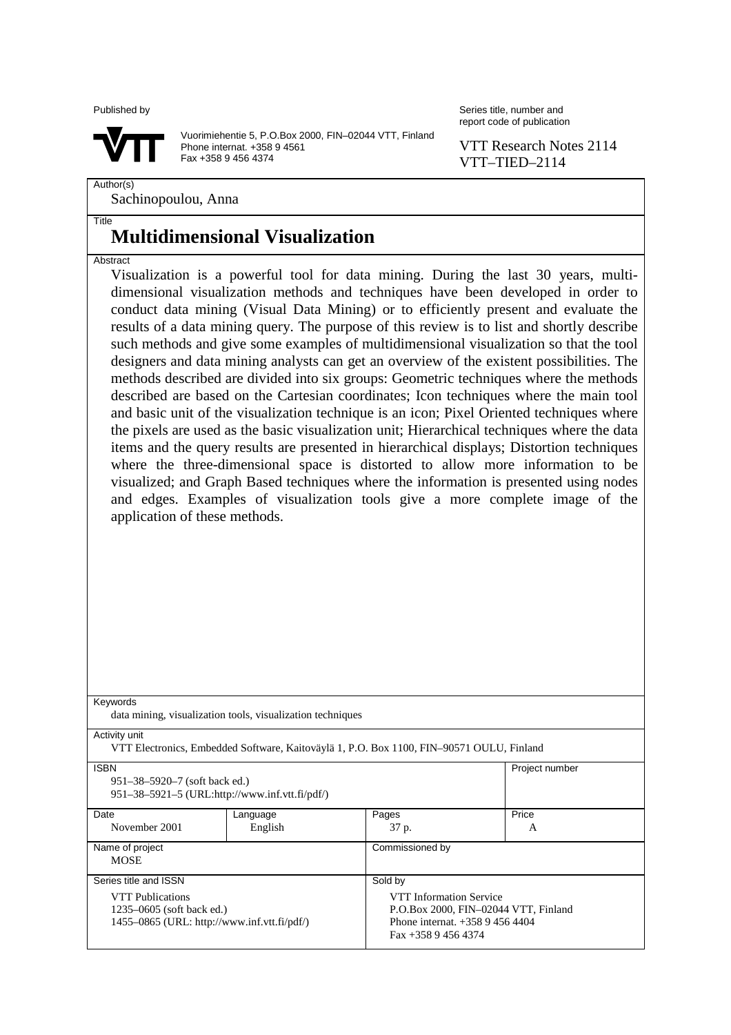Published by

VTT, Vuorimiehentie 5, P.O.Box 2000, FIN–02044 VTT, Finland
Phone internat. +358 9 4561
Fax +358 9 456 4374

Series title, number and report code of publication

VTT Research Notes 2114
VTT–TIED–2114

Author(s)

Sachinopoulou, Anna

Title

# Multidimensional Visualization

Abstract

Visualization is a powerful tool for data mining. During the last 30 years, multidimensional visualization methods and techniques have been developed in order to conduct data mining (Visual Data Mining) or to efficiently present and evaluate the results of a data mining query. The purpose of this review is to list and shortly describe such methods and give some examples of multidimensional visualization so that the tool designers and data mining analysts can get an overview of the existent possibilities. The methods described are divided into six groups: Geometric techniques where the methods described are based on the Cartesian coordinates; Icon techniques where the main tool and basic unit of the visualization technique is an icon; Pixel Oriented techniques where the pixels are used as the basic visualization unit; Hierarchical techniques where the data items and the query results are presented in hierarchical displays; Distortion techniques where the three-dimensional space is distorted to allow more information to be visualized; and Graph Based techniques where the information is presented using nodes and edges. Examples of visualization tools give a more complete image of the application of these methods.

Keywords

data mining, visualization tools, visualization techniques

Activity unit

VTT Electronics, Embedded Software, Kaitoväylä 1, P.O. Box 1100, FIN–90571 OULU, Finland

| ISBN | | | Project number |
|---|---|---|---|
| 951–38–5920–7 (soft back ed.)<br>951–38–5921–5 (URL:http://www.inf.vtt.fi/pdf/) | | | |
| Date<br>November 2001 | Language<br>English | Pages<br>37 p. | Price<br>A |
| Name of project<br>MOSE | | Commissioned by | |
| Series title and ISSN<br>VTT Publications<br>1235–0605 (soft back ed.)<br>1455–0865 (URL: http://www.inf.vtt.fi/pdf/) | | Sold by<br>VTT Information Service<br>P.O.Box 2000, FIN–02044 VTT, Finland<br>Phone internat. +358 9 456 4404<br>Fax +358 9 456 4374 | |